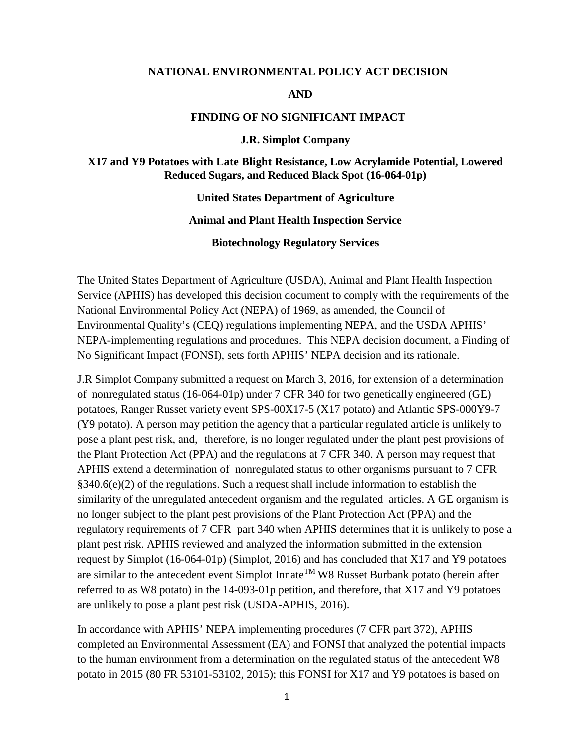**NATIONAL ENVIRONMENTAL POLICY ACT DECISION**

**AND**

**FINDING OF NO SIGNIFICANT IMPACT**

**J.R. Simplot Company**

**X17 and Y9 Potatoes with Late Blight Resistance, Low Acrylamide Potential, Lowered Reduced Sugars, and Reduced Black Spot (16-064-01p)**

**United States Department of Agriculture**

**Animal and Plant Health Inspection Service**

**Biotechnology Regulatory Services**

The United States Department of Agriculture (USDA), Animal and Plant Health Inspection Service (APHIS) has developed this decision document to comply with the requirements of the National Environmental Policy Act (NEPA) of 1969, as amended, the Council of Environmental Quality's (CEQ) regulations implementing NEPA, and the USDA APHIS' NEPA-implementing regulations and procedures. This NEPA decision document, a Finding of No Significant Impact (FONSI), sets forth APHIS' NEPA decision and its rationale.

J.R Simplot Company submitted a request on March 3, 2016, for extension of a determination of nonregulated status (16-064-01p) under 7 CFR 340 for two genetically engineered (GE) potatoes, Ranger Russet variety event SPS-00X17-5 (X17 potato) and Atlantic SPS-000Y9-7 (Y9 potato). A person may petition the agency that a particular regulated article is unlikely to pose a plant pest risk, and, therefore, is no longer regulated under the plant pest provisions of the Plant Protection Act (PPA) and the regulations at 7 CFR 340. A person may request that APHIS extend a determination of nonregulated status to other organisms pursuant to 7 CFR §340.6(e)(2) of the regulations. Such a request shall include information to establish the similarity of the unregulated antecedent organism and the regulated articles. A GE organism is no longer subject to the plant pest provisions of the Plant Protection Act (PPA) and the regulatory requirements of 7 CFR part 340 when APHIS determines that it is unlikely to pose a plant pest risk. APHIS reviewed and analyzed the information submitted in the extension request by Simplot (16-064-01p) (Simplot, 2016) and has concluded that X17 and Y9 potatoes are similar to the antecedent event Simplot Innate™ W8 Russet Burbank potato (herein after referred to as W8 potato) in the 14-093-01p petition, and therefore, that X17 and Y9 potatoes are unlikely to pose a plant pest risk (USDA-APHIS, 2016).

In accordance with APHIS' NEPA implementing procedures (7 CFR part 372), APHIS completed an Environmental Assessment (EA) and FONSI that analyzed the potential impacts to the human environment from a determination on the regulated status of the antecedent W8 potato in 2015 (80 FR 53101-53102, 2015); this FONSI for X17 and Y9 potatoes is based on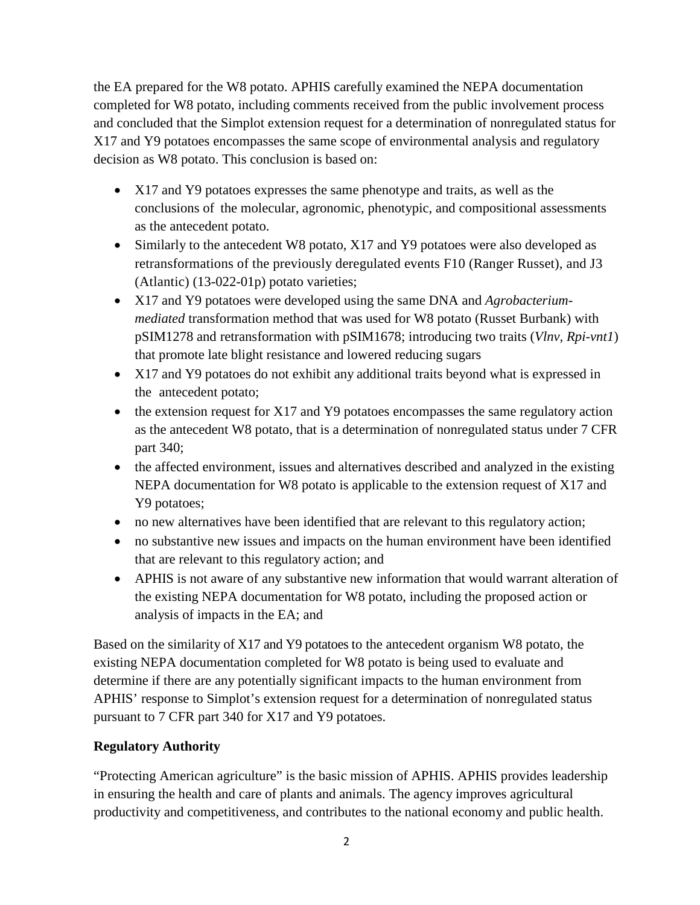the EA prepared for the W8 potato. APHIS carefully examined the NEPA documentation completed for W8 potato, including comments received from the public involvement process and concluded that the Simplot extension request for a determination of nonregulated status for X17 and Y9 potatoes encompasses the same scope of environmental analysis and regulatory decision as W8 potato. This conclusion is based on:

- X17 and Y9 potatoes expresses the same phenotype and traits, as well as the conclusions of the molecular, agronomic, phenotypic, and compositional assessments as the antecedent potato.
- Similarly to the antecedent W8 potato, X17 and Y9 potatoes were also developed as retransformations of the previously deregulated events F10 (Ranger Russet), and J3 (Atlantic) (13-022-01p) potato varieties;
- X17 and Y9 potatoes were developed using the same DNA and *Agrobacterium-mediated* transformation method that was used for W8 potato (Russet Burbank) with pSIM1278 and retransformation with pSIM1678; introducing two traits (*Vlnv, Rpi-vnt1*) that promote late blight resistance and lowered reducing sugars
- X17 and Y9 potatoes do not exhibit any additional traits beyond what is expressed in the antecedent potato;
- the extension request for X17 and Y9 potatoes encompasses the same regulatory action as the antecedent W8 potato, that is a determination of nonregulated status under 7 CFR part 340;
- the affected environment, issues and alternatives described and analyzed in the existing NEPA documentation for W8 potato is applicable to the extension request of X17 and Y9 potatoes;
- no new alternatives have been identified that are relevant to this regulatory action;
- no substantive new issues and impacts on the human environment have been identified that are relevant to this regulatory action; and
- APHIS is not aware of any substantive new information that would warrant alteration of the existing NEPA documentation for W8 potato, including the proposed action or analysis of impacts in the EA; and

Based on the similarity of X17 and Y9 potatoes to the antecedent organism W8 potato, the existing NEPA documentation completed for W8 potato is being used to evaluate and determine if there are any potentially significant impacts to the human environment from APHIS' response to Simplot's extension request for a determination of nonregulated status pursuant to 7 CFR part 340 for X17 and Y9 potatoes.

**Regulatory Authority**

"Protecting American agriculture" is the basic mission of APHIS. APHIS provides leadership in ensuring the health and care of plants and animals. The agency improves agricultural productivity and competitiveness, and contributes to the national economy and public health.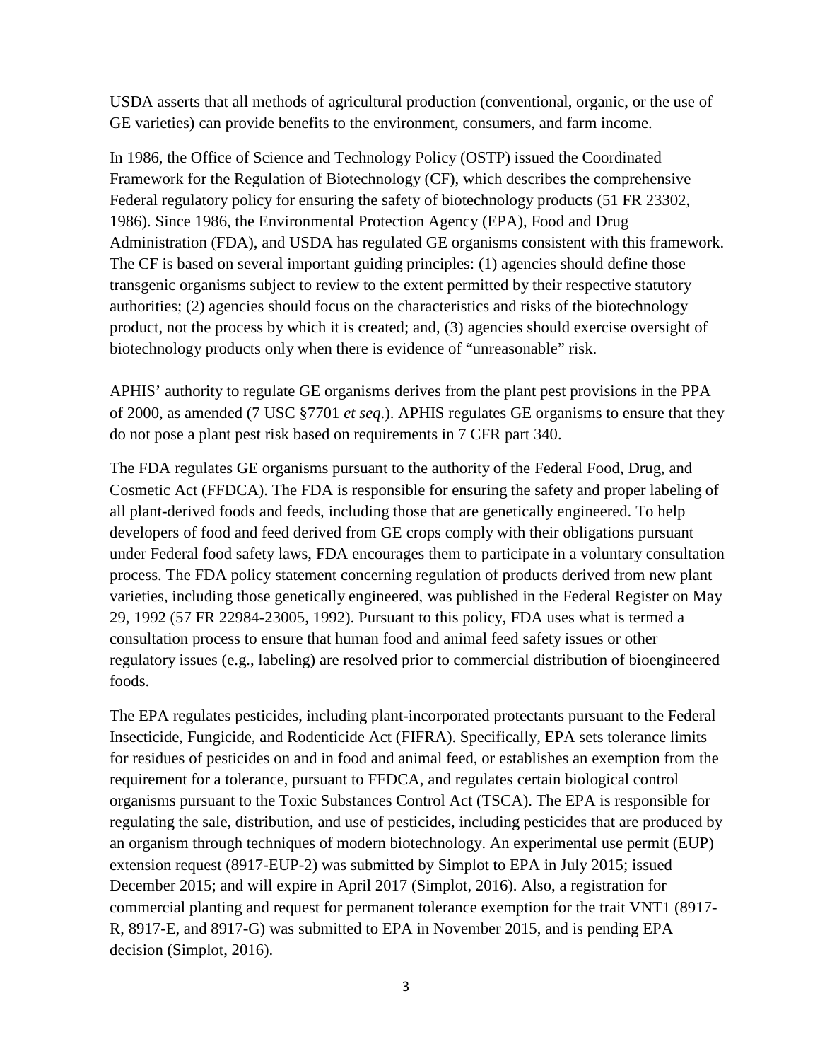USDA asserts that all methods of agricultural production (conventional, organic, or the use of GE varieties) can provide benefits to the environment, consumers, and farm income.

In 1986, the Office of Science and Technology Policy (OSTP) issued the Coordinated Framework for the Regulation of Biotechnology (CF), which describes the comprehensive Federal regulatory policy for ensuring the safety of biotechnology products (51 FR 23302, 1986). Since 1986, the Environmental Protection Agency (EPA), Food and Drug Administration (FDA), and USDA has regulated GE organisms consistent with this framework. The CF is based on several important guiding principles: (1) agencies should define those transgenic organisms subject to review to the extent permitted by their respective statutory authorities; (2) agencies should focus on the characteristics and risks of the biotechnology product, not the process by which it is created; and, (3) agencies should exercise oversight of biotechnology products only when there is evidence of "unreasonable" risk.

APHIS' authority to regulate GE organisms derives from the plant pest provisions in the PPA of 2000, as amended (7 USC §7701 *et seq*.). APHIS regulates GE organisms to ensure that they do not pose a plant pest risk based on requirements in 7 CFR part 340.

The FDA regulates GE organisms pursuant to the authority of the Federal Food, Drug, and Cosmetic Act (FFDCA). The FDA is responsible for ensuring the safety and proper labeling of all plant-derived foods and feeds, including those that are genetically engineered. To help developers of food and feed derived from GE crops comply with their obligations pursuant under Federal food safety laws, FDA encourages them to participate in a voluntary consultation process. The FDA policy statement concerning regulation of products derived from new plant varieties, including those genetically engineered, was published in the Federal Register on May 29, 1992 (57 FR 22984-23005, 1992). Pursuant to this policy, FDA uses what is termed a consultation process to ensure that human food and animal feed safety issues or other regulatory issues (e.g., labeling) are resolved prior to commercial distribution of bioengineered foods.

The EPA regulates pesticides, including plant-incorporated protectants pursuant to the Federal Insecticide, Fungicide, and Rodenticide Act (FIFRA). Specifically, EPA sets tolerance limits for residues of pesticides on and in food and animal feed, or establishes an exemption from the requirement for a tolerance, pursuant to FFDCA, and regulates certain biological control organisms pursuant to the Toxic Substances Control Act (TSCA). The EPA is responsible for regulating the sale, distribution, and use of pesticides, including pesticides that are produced by an organism through techniques of modern biotechnology. An experimental use permit (EUP) extension request (8917-EUP-2) was submitted by Simplot to EPA in July 2015; issued December 2015; and will expire in April 2017 (Simplot, 2016). Also, a registration for commercial planting and request for permanent tolerance exemption for the trait VNT1 (8917-R, 8917-E, and 8917-G) was submitted to EPA in November 2015, and is pending EPA decision (Simplot, 2016).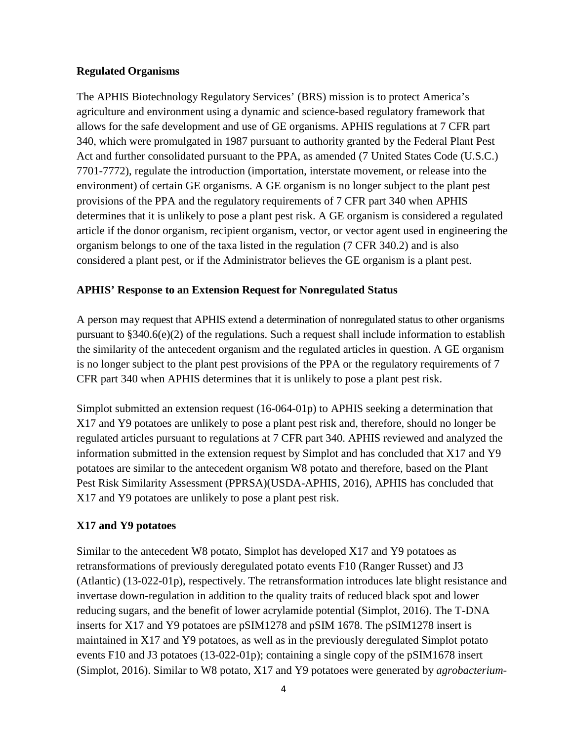**Regulated Organisms**

The APHIS Biotechnology Regulatory Services' (BRS) mission is to protect America's agriculture and environment using a dynamic and science-based regulatory framework that allows for the safe development and use of GE organisms. APHIS regulations at 7 CFR part 340, which were promulgated in 1987 pursuant to authority granted by the Federal Plant Pest Act and further consolidated pursuant to the PPA, as amended (7 United States Code (U.S.C.) 7701-7772), regulate the introduction (importation, interstate movement, or release into the environment) of certain GE organisms. A GE organism is no longer subject to the plant pest provisions of the PPA and the regulatory requirements of 7 CFR part 340 when APHIS determines that it is unlikely to pose a plant pest risk. A GE organism is considered a regulated article if the donor organism, recipient organism, vector, or vector agent used in engineering the organism belongs to one of the taxa listed in the regulation (7 CFR 340.2) and is also considered a plant pest, or if the Administrator believes the GE organism is a plant pest.

**APHIS' Response to an Extension Request for Nonregulated Status**

A person may request that APHIS extend a determination of nonregulated status to other organisms pursuant to §340.6(e)(2) of the regulations. Such a request shall include information to establish the similarity of the antecedent organism and the regulated articles in question. A GE organism is no longer subject to the plant pest provisions of the PPA or the regulatory requirements of 7 CFR part 340 when APHIS determines that it is unlikely to pose a plant pest risk.

Simplot submitted an extension request (16-064-01p) to APHIS seeking a determination that X17 and Y9 potatoes are unlikely to pose a plant pest risk and, therefore, should no longer be regulated articles pursuant to regulations at 7 CFR part 340. APHIS reviewed and analyzed the information submitted in the extension request by Simplot and has concluded that X17 and Y9 potatoes are similar to the antecedent organism W8 potato and therefore, based on the Plant Pest Risk Similarity Assessment (PPRSA)(USDA-APHIS, 2016), APHIS has concluded that X17 and Y9 potatoes are unlikely to pose a plant pest risk.

**X17 and Y9 potatoes**

Similar to the antecedent W8 potato, Simplot has developed X17 and Y9 potatoes as retransformations of previously deregulated potato events F10 (Ranger Russet) and J3 (Atlantic) (13-022-01p), respectively. The retransformation introduces late blight resistance and invertase down-regulation in addition to the quality traits of reduced black spot and lower reducing sugars, and the benefit of lower acrylamide potential (Simplot, 2016). The T-DNA inserts for X17 and Y9 potatoes are pSIM1278 and pSIM 1678. The pSIM1278 insert is maintained in X17 and Y9 potatoes, as well as in the previously deregulated Simplot potato events F10 and J3 potatoes (13-022-01p); containing a single copy of the pSIM1678 insert (Simplot, 2016). Similar to W8 potato, X17 and Y9 potatoes were generated by *agrobacterium-*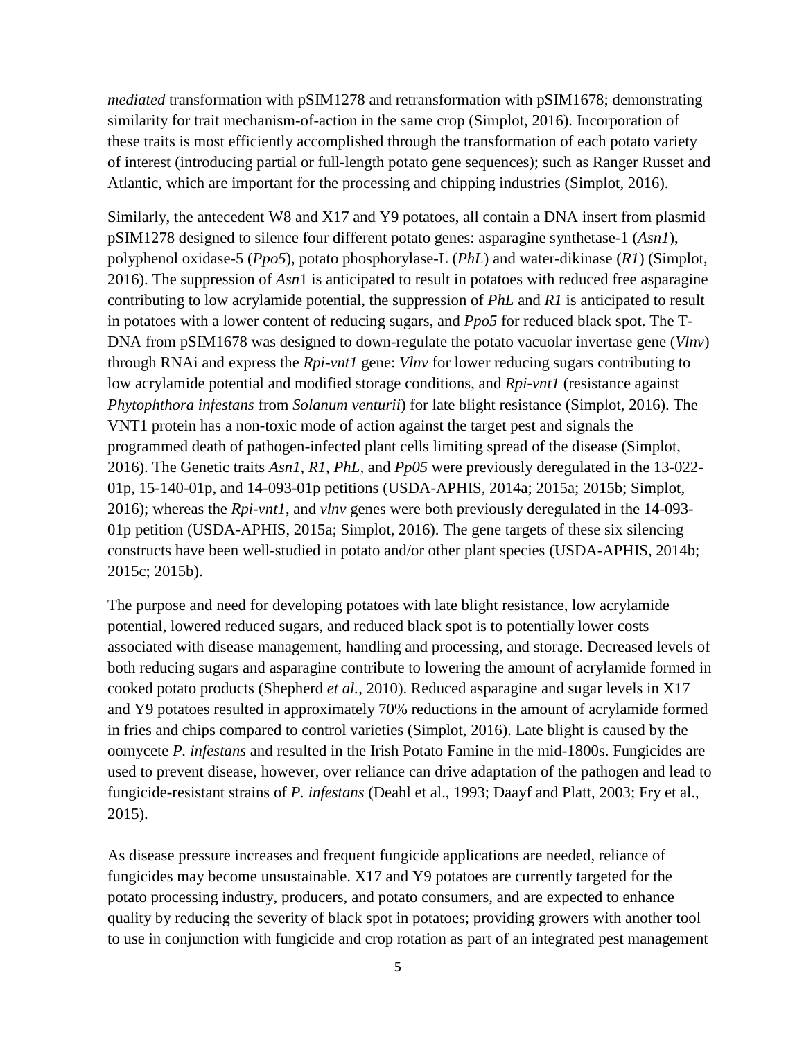*mediated* transformation with pSIM1278 and retransformation with pSIM1678; demonstrating similarity for trait mechanism-of-action in the same crop (Simplot, 2016). Incorporation of these traits is most efficiently accomplished through the transformation of each potato variety of interest (introducing partial or full-length potato gene sequences); such as Ranger Russet and Atlantic, which are important for the processing and chipping industries (Simplot, 2016).

Similarly, the antecedent W8 and X17 and Y9 potatoes, all contain a DNA insert from plasmid pSIM1278 designed to silence four different potato genes: asparagine synthetase-1 (*Asn1*), polyphenol oxidase-5 (*Ppo5*), potato phosphorylase-L (*PhL*) and water-dikinase (*R1*) (Simplot, 2016). The suppression of *Asn*1 is anticipated to result in potatoes with reduced free asparagine contributing to low acrylamide potential, the suppression of *PhL* and *R1* is anticipated to result in potatoes with a lower content of reducing sugars, and *Ppo5* for reduced black spot. The T-DNA from pSIM1678 was designed to down-regulate the potato vacuolar invertase gene (*VInv*) through RNAi and express the *Rpi-vnt1* gene: *VInv* for lower reducing sugars contributing to low acrylamide potential and modified storage conditions, and *Rpi-vnt1* (resistance against *Phytophthora infestans* from *Solanum venturii*) for late blight resistance (Simplot, 2016). The VNT1 protein has a non-toxic mode of action against the target pest and signals the programmed death of pathogen-infected plant cells limiting spread of the disease (Simplot, 2016). The Genetic traits *Asn1, R1, PhL*, and *Pp05* were previously deregulated in the 13-022-01p, 15-140-01p, and 14-093-01p petitions (USDA-APHIS, 2014a; 2015a; 2015b; Simplot, 2016); whereas the *Rpi-vnt1*, and *vInv* genes were both previously deregulated in the 14-093-01p petition (USDA-APHIS, 2015a; Simplot, 2016). The gene targets of these six silencing constructs have been well-studied in potato and/or other plant species (USDA-APHIS, 2014b; 2015c; 2015b).

The purpose and need for developing potatoes with late blight resistance, low acrylamide potential, lowered reduced sugars, and reduced black spot is to potentially lower costs associated with disease management, handling and processing, and storage. Decreased levels of both reducing sugars and asparagine contribute to lowering the amount of acrylamide formed in cooked potato products (Shepherd *et al.*, 2010). Reduced asparagine and sugar levels in X17 and Y9 potatoes resulted in approximately 70% reductions in the amount of acrylamide formed in fries and chips compared to control varieties (Simplot, 2016). Late blight is caused by the oomycete *P. infestans* and resulted in the Irish Potato Famine in the mid-1800s. Fungicides are used to prevent disease, however, over reliance can drive adaptation of the pathogen and lead to fungicide-resistant strains of *P. infestans* (Deahl et al., 1993; Daayf and Platt, 2003; Fry et al., 2015).

As disease pressure increases and frequent fungicide applications are needed, reliance of fungicides may become unsustainable. X17 and Y9 potatoes are currently targeted for the potato processing industry, producers, and potato consumers, and are expected to enhance quality by reducing the severity of black spot in potatoes; providing growers with another tool to use in conjunction with fungicide and crop rotation as part of an integrated pest management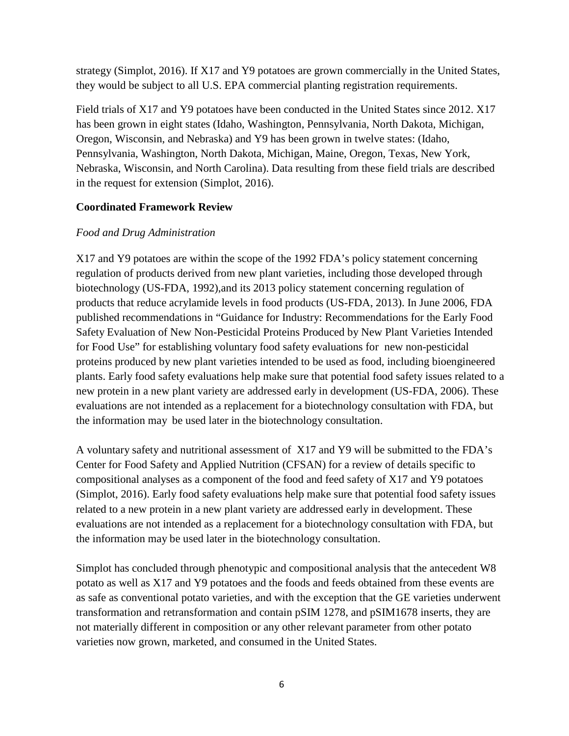strategy (Simplot, 2016). If X17 and Y9 potatoes are grown commercially in the United States, they would be subject to all U.S. EPA commercial planting registration requirements.

Field trials of X17 and Y9 potatoes have been conducted in the United States since 2012. X17 has been grown in eight states (Idaho, Washington, Pennsylvania, North Dakota, Michigan, Oregon, Wisconsin, and Nebraska) and Y9 has been grown in twelve states: (Idaho, Pennsylvania, Washington, North Dakota, Michigan, Maine, Oregon, Texas, New York, Nebraska, Wisconsin, and North Carolina). Data resulting from these field trials are described in the request for extension (Simplot, 2016).

**Coordinated Framework Review**

*Food and Drug Administration*

X17 and Y9 potatoes are within the scope of the 1992 FDA's policy statement concerning regulation of products derived from new plant varieties, including those developed through biotechnology (US-FDA, 1992),and its 2013 policy statement concerning regulation of products that reduce acrylamide levels in food products (US-FDA, 2013). In June 2006, FDA published recommendations in "Guidance for Industry: Recommendations for the Early Food Safety Evaluation of New Non-Pesticidal Proteins Produced by New Plant Varieties Intended for Food Use" for establishing voluntary food safety evaluations for new non-pesticidal proteins produced by new plant varieties intended to be used as food, including bioengineered plants. Early food safety evaluations help make sure that potential food safety issues related to a new protein in a new plant variety are addressed early in development (US-FDA, 2006). These evaluations are not intended as a replacement for a biotechnology consultation with FDA, but the information may be used later in the biotechnology consultation.

A voluntary safety and nutritional assessment of X17 and Y9 will be submitted to the FDA's Center for Food Safety and Applied Nutrition (CFSAN) for a review of details specific to compositional analyses as a component of the food and feed safety of X17 and Y9 potatoes (Simplot, 2016). Early food safety evaluations help make sure that potential food safety issues related to a new protein in a new plant variety are addressed early in development. These evaluations are not intended as a replacement for a biotechnology consultation with FDA, but the information may be used later in the biotechnology consultation.

Simplot has concluded through phenotypic and compositional analysis that the antecedent W8 potato as well as X17 and Y9 potatoes and the foods and feeds obtained from these events are as safe as conventional potato varieties, and with the exception that the GE varieties underwent transformation and retransformation and contain pSIM 1278, and pSIM1678 inserts, they are not materially different in composition or any other relevant parameter from other potato varieties now grown, marketed, and consumed in the United States.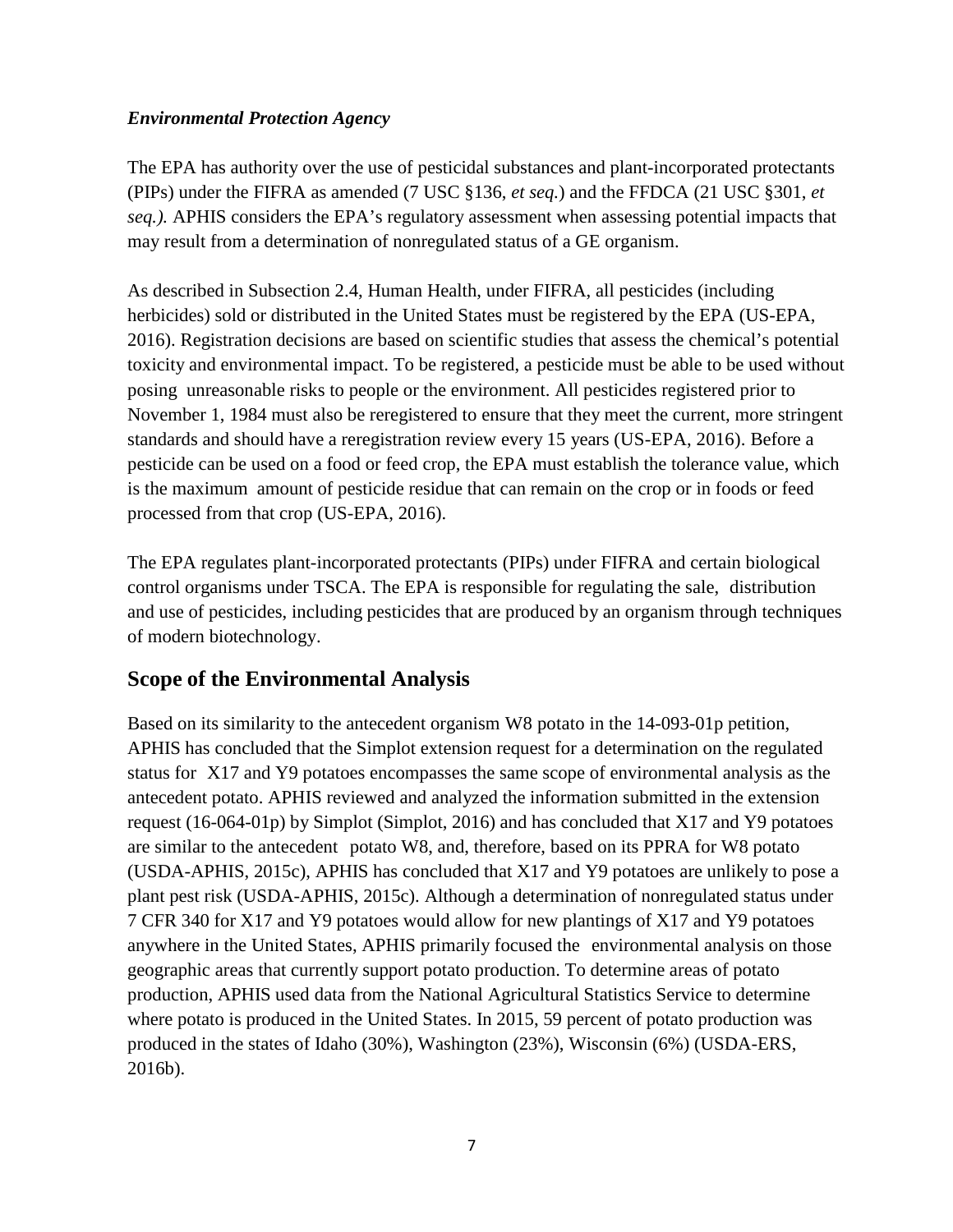### *Environmental Protection Agency*

The EPA has authority over the use of pesticidal substances and plant-incorporated protectants (PIPs) under the FIFRA as amended (7 USC §136, *et seq.*) and the FFDCA (21 USC §301, *et seq.).* APHIS considers the EPA's regulatory assessment when assessing potential impacts that may result from a determination of nonregulated status of a GE organism.

As described in Subsection 2.4, Human Health, under FIFRA, all pesticides (including herbicides) sold or distributed in the United States must be registered by the EPA (US-EPA, 2016). Registration decisions are based on scientific studies that assess the chemical's potential toxicity and environmental impact. To be registered, a pesticide must be able to be used without posing unreasonable risks to people or the environment. All pesticides registered prior to November 1, 1984 must also be reregistered to ensure that they meet the current, more stringent standards and should have a reregistration review every 15 years (US-EPA, 2016). Before a pesticide can be used on a food or feed crop, the EPA must establish the tolerance value, which is the maximum amount of pesticide residue that can remain on the crop or in foods or feed processed from that crop (US-EPA, 2016).

The EPA regulates plant-incorporated protectants (PIPs) under FIFRA and certain biological control organisms under TSCA. The EPA is responsible for regulating the sale, distribution and use of pesticides, including pesticides that are produced by an organism through techniques of modern biotechnology.

## Scope of the Environmental Analysis

Based on its similarity to the antecedent organism W8 potato in the 14-093-01p petition, APHIS has concluded that the Simplot extension request for a determination on the regulated status for X17 and Y9 potatoes encompasses the same scope of environmental analysis as the antecedent potato. APHIS reviewed and analyzed the information submitted in the extension request (16-064-01p) by Simplot (Simplot, 2016) and has concluded that X17 and Y9 potatoes are similar to the antecedent potato W8, and, therefore, based on its PPRA for W8 potato (USDA-APHIS, 2015c), APHIS has concluded that X17 and Y9 potatoes are unlikely to pose a plant pest risk (USDA-APHIS, 2015c). Although a determination of nonregulated status under 7 CFR 340 for X17 and Y9 potatoes would allow for new plantings of X17 and Y9 potatoes anywhere in the United States, APHIS primarily focused the environmental analysis on those geographic areas that currently support potato production. To determine areas of potato production, APHIS used data from the National Agricultural Statistics Service to determine where potato is produced in the United States. In 2015, 59 percent of potato production was produced in the states of Idaho (30%), Washington (23%), Wisconsin (6%) (USDA-ERS, 2016b).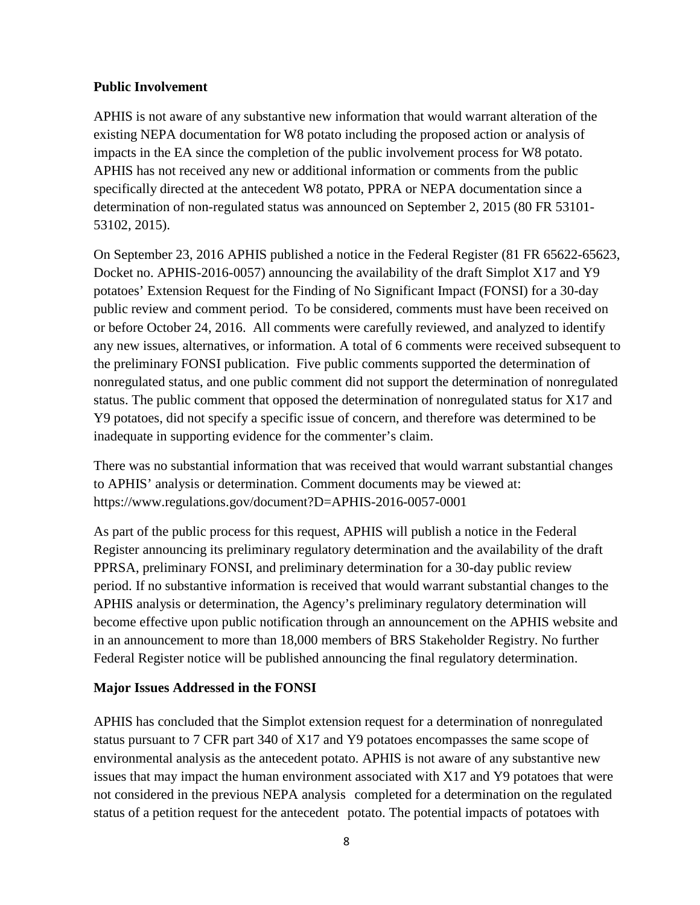**Public Involvement**

APHIS is not aware of any substantive new information that would warrant alteration of the existing NEPA documentation for W8 potato including the proposed action or analysis of impacts in the EA since the completion of the public involvement process for W8 potato. APHIS has not received any new or additional information or comments from the public specifically directed at the antecedent W8 potato, PPRA or NEPA documentation since a determination of non-regulated status was announced on September 2, 2015 (80 FR 53101-53102, 2015).

On September 23, 2016 APHIS published a notice in the Federal Register (81 FR 65622-65623, Docket no. APHIS-2016-0057) announcing the availability of the draft Simplot X17 and Y9 potatoes' Extension Request for the Finding of No Significant Impact (FONSI) for a 30-day public review and comment period. To be considered, comments must have been received on or before October 24, 2016. All comments were carefully reviewed, and analyzed to identify any new issues, alternatives, or information. A total of 6 comments were received subsequent to the preliminary FONSI publication. Five public comments supported the determination of nonregulated status, and one public comment did not support the determination of nonregulated status. The public comment that opposed the determination of nonregulated status for X17 and Y9 potatoes, did not specify a specific issue of concern, and therefore was determined to be inadequate in supporting evidence for the commenter's claim.

There was no substantial information that was received that would warrant substantial changes to APHIS' analysis or determination. Comment documents may be viewed at: https://www.regulations.gov/document?D=APHIS-2016-0057-0001

As part of the public process for this request, APHIS will publish a notice in the Federal Register announcing its preliminary regulatory determination and the availability of the draft PPRSA, preliminary FONSI, and preliminary determination for a 30-day public review period. If no substantive information is received that would warrant substantial changes to the APHIS analysis or determination, the Agency's preliminary regulatory determination will become effective upon public notification through an announcement on the APHIS website and in an announcement to more than 18,000 members of BRS Stakeholder Registry. No further Federal Register notice will be published announcing the final regulatory determination.

**Major Issues Addressed in the FONSI**

APHIS has concluded that the Simplot extension request for a determination of nonregulated status pursuant to 7 CFR part 340 of X17 and Y9 potatoes encompasses the same scope of environmental analysis as the antecedent potato. APHIS is not aware of any substantive new issues that may impact the human environment associated with X17 and Y9 potatoes that were not considered in the previous NEPA analysis completed for a determination on the regulated status of a petition request for the antecedent potato. The potential impacts of potatoes with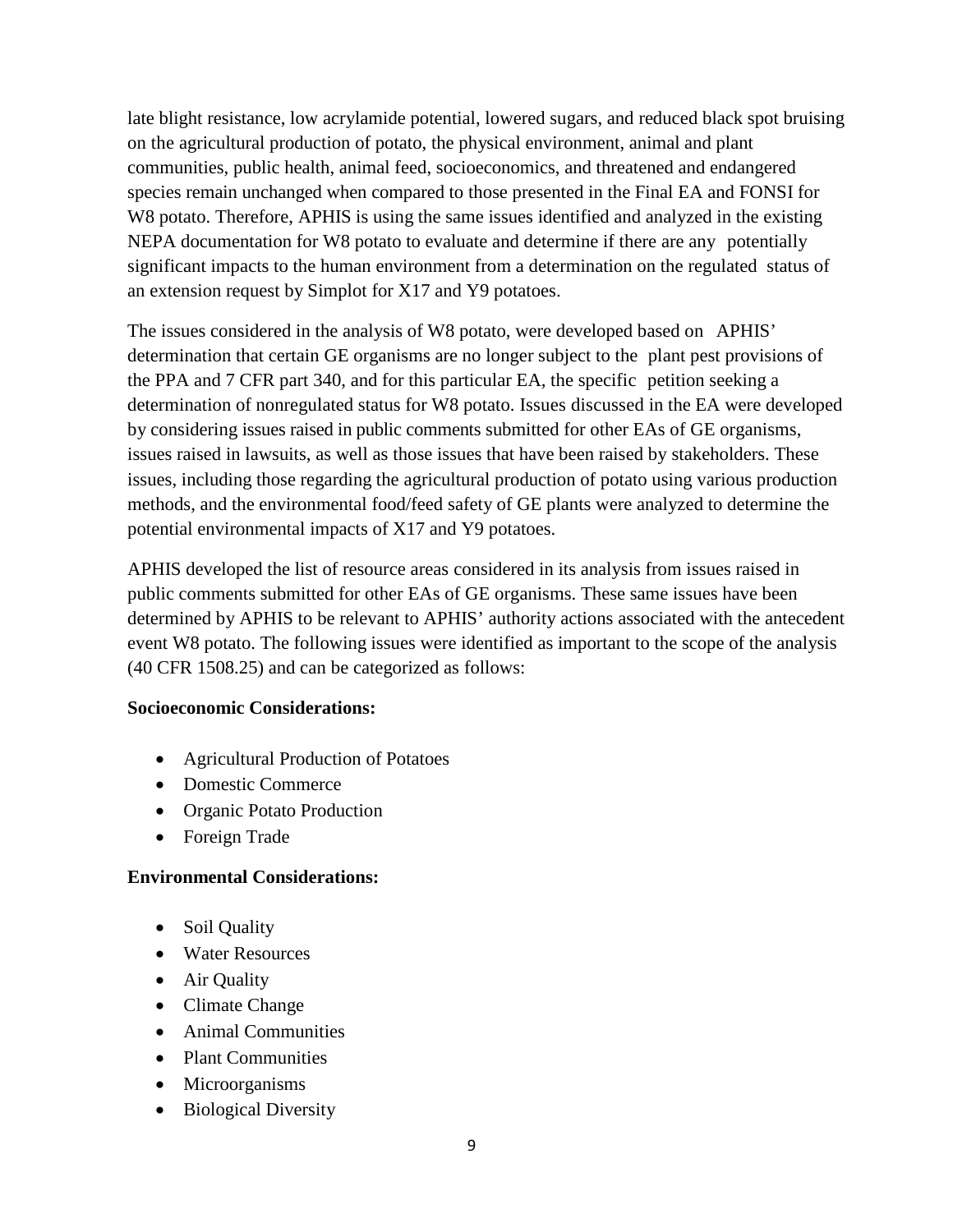late blight resistance, low acrylamide potential, lowered sugars, and reduced black spot bruising on the agricultural production of potato, the physical environment, animal and plant communities, public health, animal feed, socioeconomics, and threatened and endangered species remain unchanged when compared to those presented in the Final EA and FONSI for W8 potato. Therefore, APHIS is using the same issues identified and analyzed in the existing NEPA documentation for W8 potato to evaluate and determine if there are any potentially significant impacts to the human environment from a determination on the regulated status of an extension request by Simplot for X17 and Y9 potatoes.

The issues considered in the analysis of W8 potato, were developed based on APHIS' determination that certain GE organisms are no longer subject to the plant pest provisions of the PPA and 7 CFR part 340, and for this particular EA, the specific petition seeking a determination of nonregulated status for W8 potato. Issues discussed in the EA were developed by considering issues raised in public comments submitted for other EAs of GE organisms, issues raised in lawsuits, as well as those issues that have been raised by stakeholders. These issues, including those regarding the agricultural production of potato using various production methods, and the environmental food/feed safety of GE plants were analyzed to determine the potential environmental impacts of X17 and Y9 potatoes.

APHIS developed the list of resource areas considered in its analysis from issues raised in public comments submitted for other EAs of GE organisms. These same issues have been determined by APHIS to be relevant to APHIS' authority actions associated with the antecedent event W8 potato. The following issues were identified as important to the scope of the analysis (40 CFR 1508.25) and can be categorized as follows:

**Socioeconomic Considerations:**

- Agricultural Production of Potatoes
- Domestic Commerce
- Organic Potato Production
- Foreign Trade

**Environmental Considerations:**

- Soil Quality
- Water Resources
- Air Quality
- Climate Change
- Animal Communities
- Plant Communities
- Microorganisms
- Biological Diversity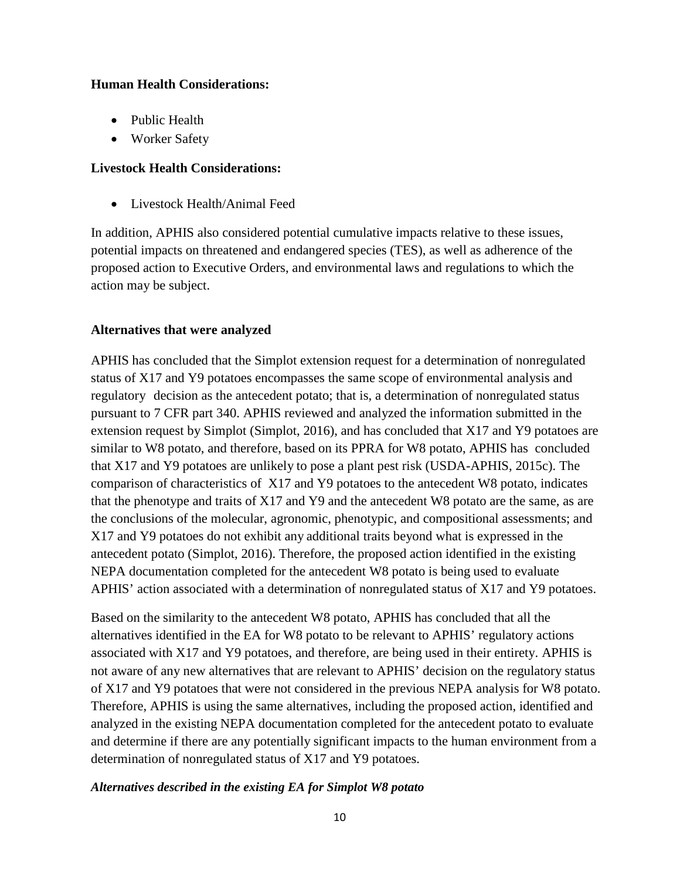**Human Health Considerations:**

- Public Health
- Worker Safety

**Livestock Health Considerations:**

- Livestock Health/Animal Feed

In addition, APHIS also considered potential cumulative impacts relative to these issues, potential impacts on threatened and endangered species (TES), as well as adherence of the proposed action to Executive Orders, and environmental laws and regulations to which the action may be subject.

**Alternatives that were analyzed**

APHIS has concluded that the Simplot extension request for a determination of nonregulated status of X17 and Y9 potatoes encompasses the same scope of environmental analysis and regulatory decision as the antecedent potato; that is, a determination of nonregulated status pursuant to 7 CFR part 340. APHIS reviewed and analyzed the information submitted in the extension request by Simplot (Simplot, 2016), and has concluded that X17 and Y9 potatoes are similar to W8 potato, and therefore, based on its PPRA for W8 potato, APHIS has concluded that X17 and Y9 potatoes are unlikely to pose a plant pest risk (USDA-APHIS, 2015c). The comparison of characteristics of X17 and Y9 potatoes to the antecedent W8 potato, indicates that the phenotype and traits of X17 and Y9 and the antecedent W8 potato are the same, as are the conclusions of the molecular, agronomic, phenotypic, and compositional assessments; and X17 and Y9 potatoes do not exhibit any additional traits beyond what is expressed in the antecedent potato (Simplot, 2016). Therefore, the proposed action identified in the existing NEPA documentation completed for the antecedent W8 potato is being used to evaluate APHIS' action associated with a determination of nonregulated status of X17 and Y9 potatoes.

Based on the similarity to the antecedent W8 potato, APHIS has concluded that all the alternatives identified in the EA for W8 potato to be relevant to APHIS' regulatory actions associated with X17 and Y9 potatoes, and therefore, are being used in their entirety. APHIS is not aware of any new alternatives that are relevant to APHIS' decision on the regulatory status of X17 and Y9 potatoes that were not considered in the previous NEPA analysis for W8 potato. Therefore, APHIS is using the same alternatives, including the proposed action, identified and analyzed in the existing NEPA documentation completed for the antecedent potato to evaluate and determine if there are any potentially significant impacts to the human environment from a determination of nonregulated status of X17 and Y9 potatoes.

***Alternatives described in the existing EA for Simplot W8 potato***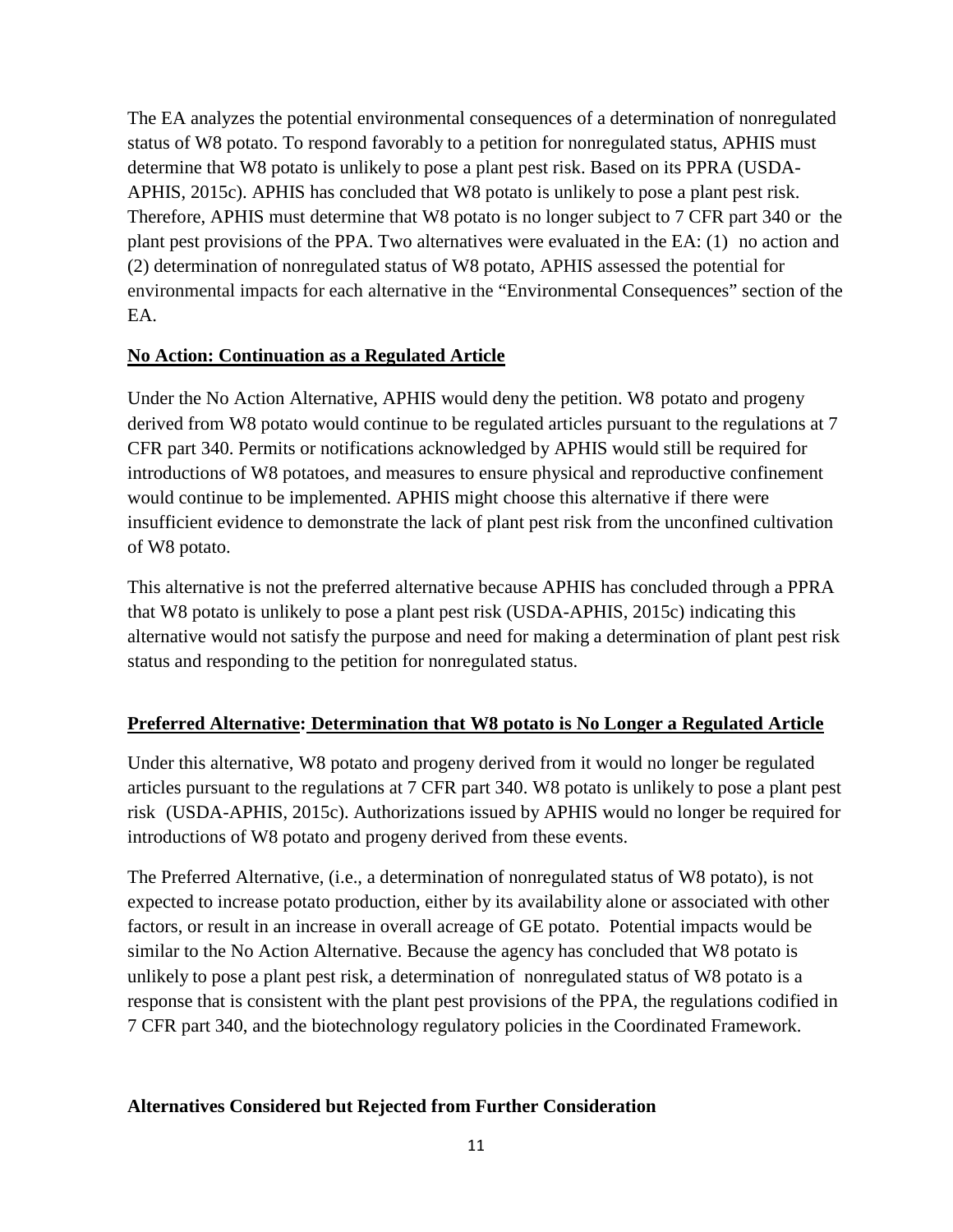The EA analyzes the potential environmental consequences of a determination of nonregulated status of W8 potato. To respond favorably to a petition for nonregulated status, APHIS must determine that W8 potato is unlikely to pose a plant pest risk. Based on its PPRA (USDA-APHIS, 2015c). APHIS has concluded that W8 potato is unlikely to pose a plant pest risk. Therefore, APHIS must determine that W8 potato is no longer subject to 7 CFR part 340 or the plant pest provisions of the PPA. Two alternatives were evaluated in the EA: (1) no action and (2) determination of nonregulated status of W8 potato, APHIS assessed the potential for environmental impacts for each alternative in the "Environmental Consequences" section of the EA.

**No Action: Continuation as a Regulated Article**

Under the No Action Alternative, APHIS would deny the petition. W8 potato and progeny derived from W8 potato would continue to be regulated articles pursuant to the regulations at 7 CFR part 340. Permits or notifications acknowledged by APHIS would still be required for introductions of W8 potatoes, and measures to ensure physical and reproductive confinement would continue to be implemented. APHIS might choose this alternative if there were insufficient evidence to demonstrate the lack of plant pest risk from the unconfined cultivation of W8 potato.

This alternative is not the preferred alternative because APHIS has concluded through a PPRA that W8 potato is unlikely to pose a plant pest risk (USDA-APHIS, 2015c) indicating this alternative would not satisfy the purpose and need for making a determination of plant pest risk status and responding to the petition for nonregulated status.

**Preferred Alternative: Determination that W8 potato is No Longer a Regulated Article**

Under this alternative, W8 potato and progeny derived from it would no longer be regulated articles pursuant to the regulations at 7 CFR part 340. W8 potato is unlikely to pose a plant pest risk (USDA-APHIS, 2015c). Authorizations issued by APHIS would no longer be required for introductions of W8 potato and progeny derived from these events.

The Preferred Alternative, (i.e., a determination of nonregulated status of W8 potato), is not expected to increase potato production, either by its availability alone or associated with other factors, or result in an increase in overall acreage of GE potato. Potential impacts would be similar to the No Action Alternative. Because the agency has concluded that W8 potato is unlikely to pose a plant pest risk, a determination of nonregulated status of W8 potato is a response that is consistent with the plant pest provisions of the PPA, the regulations codified in 7 CFR part 340, and the biotechnology regulatory policies in the Coordinated Framework.

**Alternatives Considered but Rejected from Further Consideration**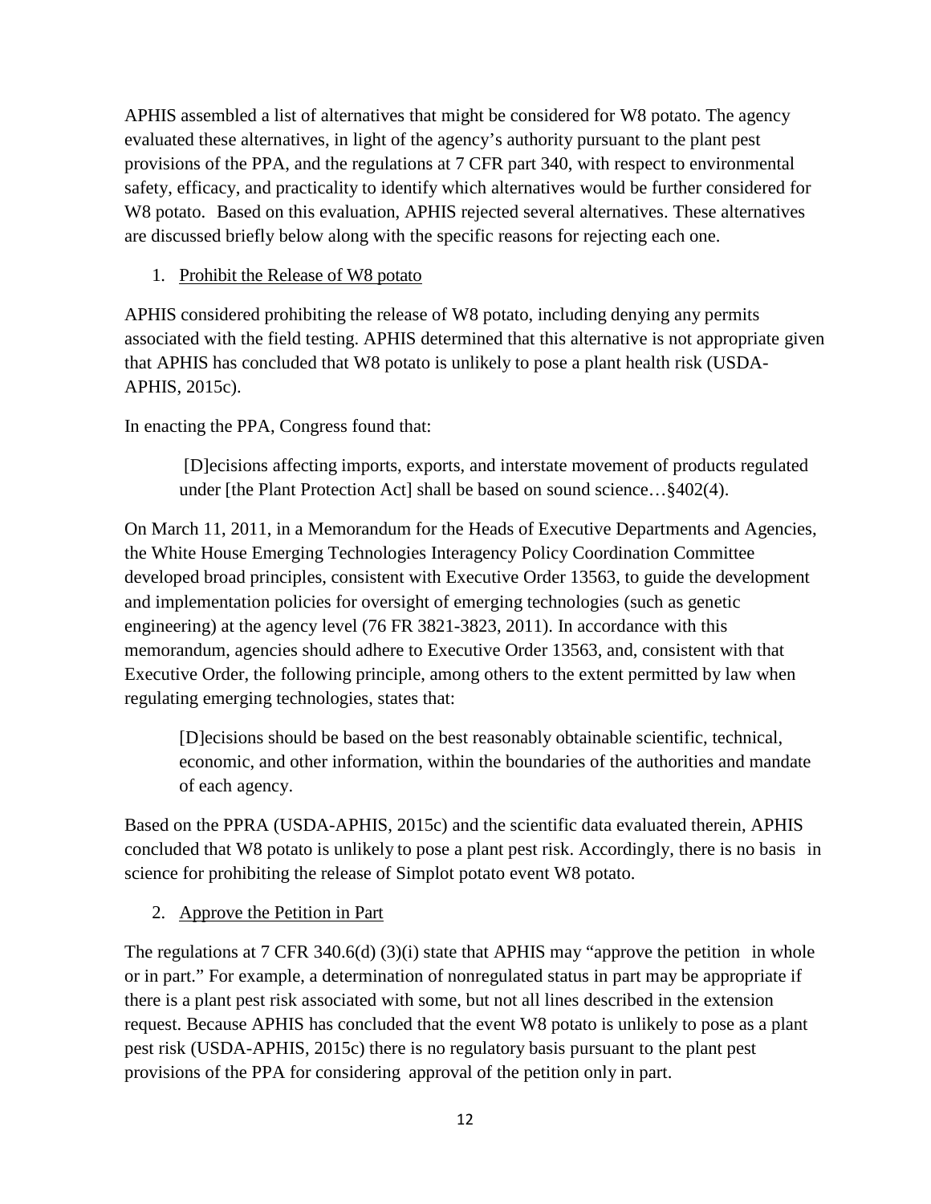APHIS assembled a list of alternatives that might be considered for W8 potato. The agency evaluated these alternatives, in light of the agency's authority pursuant to the plant pest provisions of the PPA, and the regulations at 7 CFR part 340, with respect to environmental safety, efficacy, and practicality to identify which alternatives would be further considered for W8 potato. Based on this evaluation, APHIS rejected several alternatives. These alternatives are discussed briefly below along with the specific reasons for rejecting each one.

1. Prohibit the Release of W8 potato

APHIS considered prohibiting the release of W8 potato, including denying any permits associated with the field testing. APHIS determined that this alternative is not appropriate given that APHIS has concluded that W8 potato is unlikely to pose a plant health risk (USDA-APHIS, 2015c).

In enacting the PPA, Congress found that:

> [D]ecisions affecting imports, exports, and interstate movement of products regulated under [the Plant Protection Act] shall be based on sound science…§402(4).

On March 11, 2011, in a Memorandum for the Heads of Executive Departments and Agencies, the White House Emerging Technologies Interagency Policy Coordination Committee developed broad principles, consistent with Executive Order 13563, to guide the development and implementation policies for oversight of emerging technologies (such as genetic engineering) at the agency level (76 FR 3821-3823, 2011). In accordance with this memorandum, agencies should adhere to Executive Order 13563, and, consistent with that Executive Order, the following principle, among others to the extent permitted by law when regulating emerging technologies, states that:

> [D]ecisions should be based on the best reasonably obtainable scientific, technical, economic, and other information, within the boundaries of the authorities and mandate of each agency.

Based on the PPRA (USDA-APHIS, 2015c) and the scientific data evaluated therein, APHIS concluded that W8 potato is unlikely to pose a plant pest risk. Accordingly, there is no basis in science for prohibiting the release of Simplot potato event W8 potato.

2. Approve the Petition in Part

The regulations at 7 CFR 340.6(d) (3)(i) state that APHIS may "approve the petition in whole or in part." For example, a determination of nonregulated status in part may be appropriate if there is a plant pest risk associated with some, but not all lines described in the extension request. Because APHIS has concluded that the event W8 potato is unlikely to pose as a plant pest risk (USDA-APHIS, 2015c) there is no regulatory basis pursuant to the plant pest provisions of the PPA for considering approval of the petition only in part.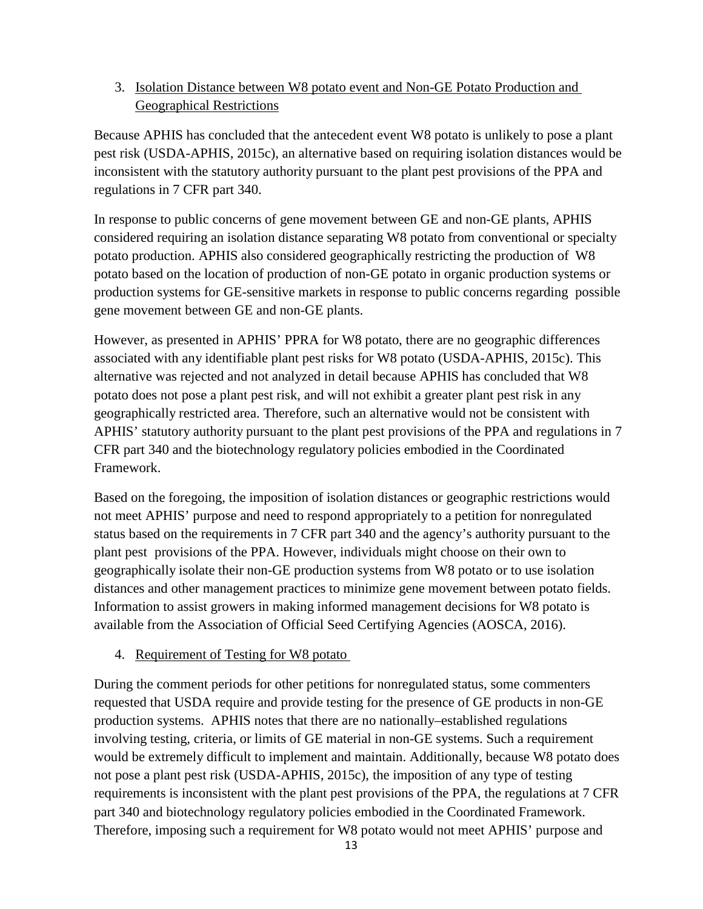3. Isolation Distance between W8 potato event and Non-GE Potato Production and Geographical Restrictions

Because APHIS has concluded that the antecedent event W8 potato is unlikely to pose a plant pest risk (USDA-APHIS, 2015c), an alternative based on requiring isolation distances would be inconsistent with the statutory authority pursuant to the plant pest provisions of the PPA and regulations in 7 CFR part 340.

In response to public concerns of gene movement between GE and non-GE plants, APHIS considered requiring an isolation distance separating W8 potato from conventional or specialty potato production. APHIS also considered geographically restricting the production of W8 potato based on the location of production of non-GE potato in organic production systems or production systems for GE-sensitive markets in response to public concerns regarding possible gene movement between GE and non-GE plants.

However, as presented in APHIS' PPRA for W8 potato, there are no geographic differences associated with any identifiable plant pest risks for W8 potato (USDA-APHIS, 2015c). This alternative was rejected and not analyzed in detail because APHIS has concluded that W8 potato does not pose a plant pest risk, and will not exhibit a greater plant pest risk in any geographically restricted area. Therefore, such an alternative would not be consistent with APHIS' statutory authority pursuant to the plant pest provisions of the PPA and regulations in 7 CFR part 340 and the biotechnology regulatory policies embodied in the Coordinated Framework.

Based on the foregoing, the imposition of isolation distances or geographic restrictions would not meet APHIS' purpose and need to respond appropriately to a petition for nonregulated status based on the requirements in 7 CFR part 340 and the agency's authority pursuant to the plant pest provisions of the PPA. However, individuals might choose on their own to geographically isolate their non-GE production systems from W8 potato or to use isolation distances and other management practices to minimize gene movement between potato fields. Information to assist growers in making informed management decisions for W8 potato is available from the Association of Official Seed Certifying Agencies (AOSCA, 2016).

4. Requirement of Testing for W8 potato

During the comment periods for other petitions for nonregulated status, some commenters requested that USDA require and provide testing for the presence of GE products in non-GE production systems. APHIS notes that there are no nationally–established regulations involving testing, criteria, or limits of GE material in non-GE systems. Such a requirement would be extremely difficult to implement and maintain. Additionally, because W8 potato does not pose a plant pest risk (USDA-APHIS, 2015c), the imposition of any type of testing requirements is inconsistent with the plant pest provisions of the PPA, the regulations at 7 CFR part 340 and biotechnology regulatory policies embodied in the Coordinated Framework. Therefore, imposing such a requirement for W8 potato would not meet APHIS' purpose and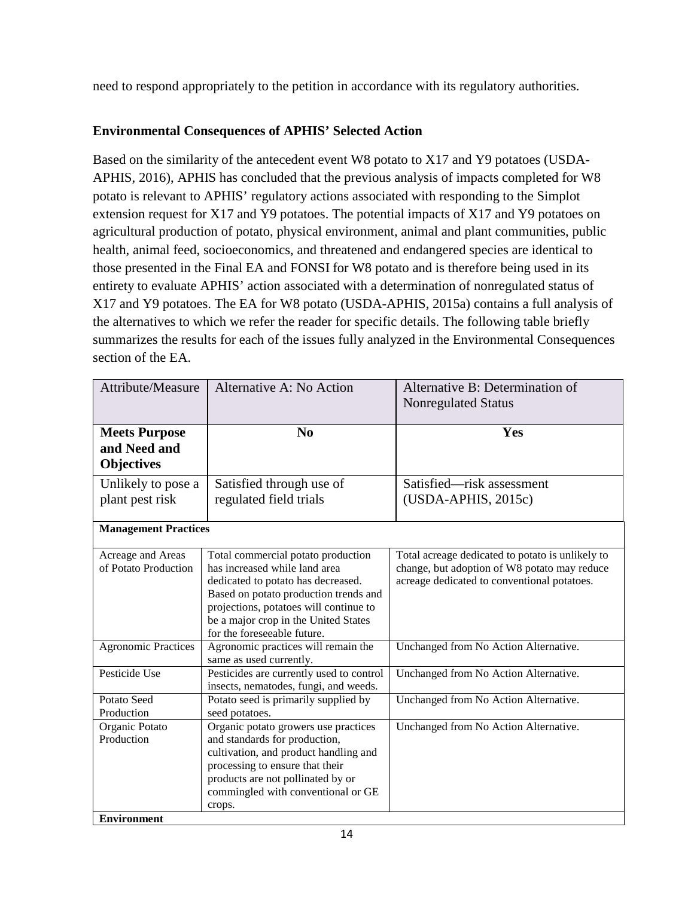need to respond appropriately to the petition in accordance with its regulatory authorities.

### Environmental Consequences of APHIS' Selected Action

Based on the similarity of the antecedent event W8 potato to X17 and Y9 potatoes (USDA-APHIS, 2016), APHIS has concluded that the previous analysis of impacts completed for W8 potato is relevant to APHIS' regulatory actions associated with responding to the Simplot extension request for X17 and Y9 potatoes. The potential impacts of X17 and Y9 potatoes on agricultural production of potato, physical environment, animal and plant communities, public health, animal feed, socioeconomics, and threatened and endangered species are identical to those presented in the Final EA and FONSI for W8 potato and is therefore being used in its entirety to evaluate APHIS' action associated with a determination of nonregulated status of X17 and Y9 potatoes. The EA for W8 potato (USDA-APHIS, 2015a) contains a full analysis of the alternatives to which we refer the reader for specific details. The following table briefly summarizes the results for each of the issues fully analyzed in the Environmental Consequences section of the EA.

| Attribute/Measure | Alternative A: No Action | Alternative B: Determination of Nonregulated Status |
|---|---|---|
| **Meets Purpose and Need and Objectives** | **No** | **Yes** |
| Unlikely to pose a plant pest risk | Satisfied through use of regulated field trials | Satisfied—risk assessment (USDA-APHIS, 2015c) |
| **Management Practices** | | |
| Acreage and Areas of Potato Production | Total commercial potato production has increased while land area dedicated to potato has decreased. Based on potato production trends and projections, potatoes will continue to be a major crop in the United States for the foreseeable future. | Total acreage dedicated to potato is unlikely to change, but adoption of W8 potato may reduce acreage dedicated to conventional potatoes. |
| Agronomic Practices | Agronomic practices will remain the same as used currently. | Unchanged from No Action Alternative. |
| Pesticide Use | Pesticides are currently used to control insects, nematodes, fungi, and weeds. | Unchanged from No Action Alternative. |
| Potato Seed Production | Potato seed is primarily supplied by seed potatoes. | Unchanged from No Action Alternative. |
| Organic Potato Production | Organic potato growers use practices and standards for production, cultivation, and product handling and processing to ensure that their products are not pollinated by or commingled with conventional or GE crops. | Unchanged from No Action Alternative. |
| **Environment** | | |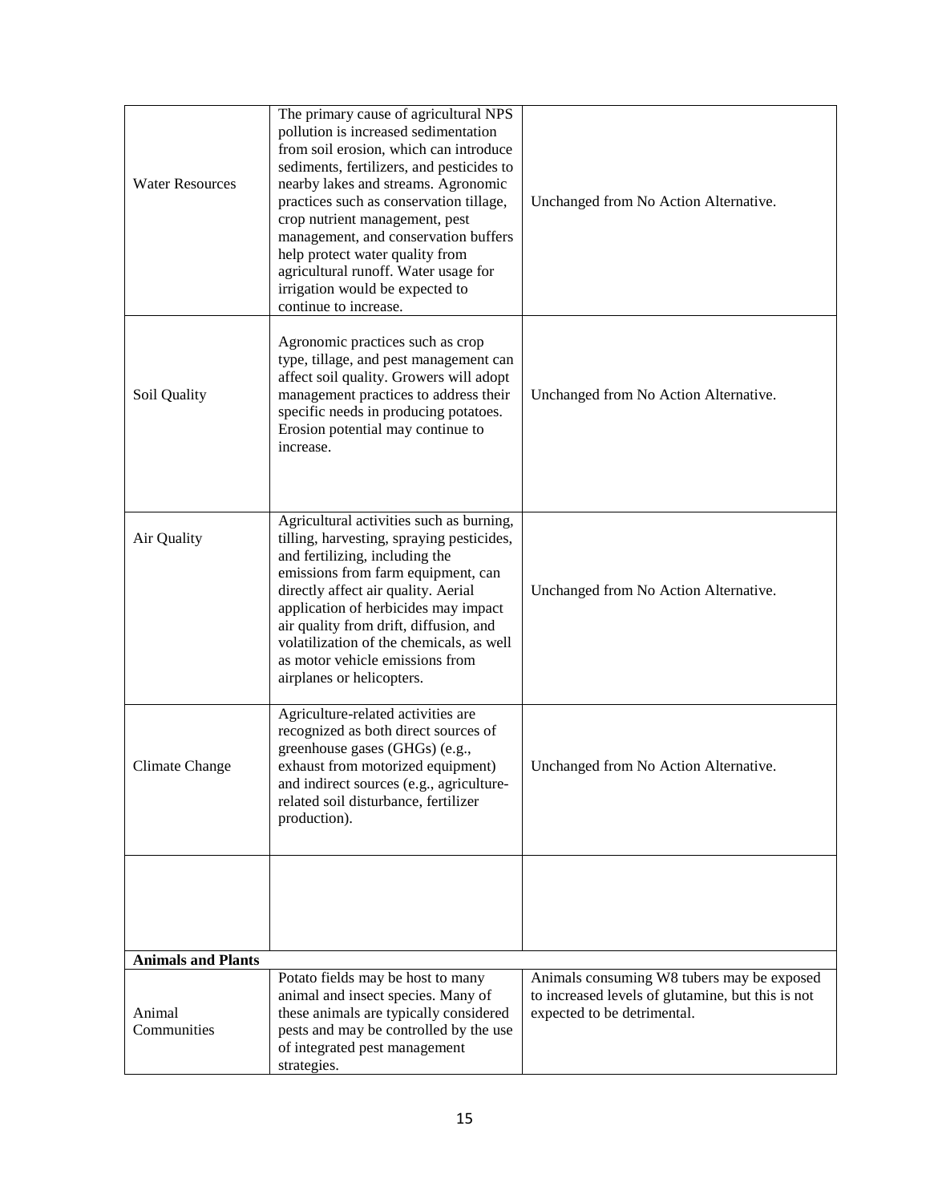| | | |
|---|---|---|
| Water Resources | The primary cause of agricultural NPS pollution is increased sedimentation from soil erosion, which can introduce sediments, fertilizers, and pesticides to nearby lakes and streams. Agronomic practices such as conservation tillage, crop nutrient management, pest management, and conservation buffers help protect water quality from agricultural runoff. Water usage for irrigation would be expected to continue to increase. | Unchanged from No Action Alternative. |
| Soil Quality | Agronomic practices such as crop type, tillage, and pest management can affect soil quality. Growers will adopt management practices to address their specific needs in producing potatoes. Erosion potential may continue to increase. | Unchanged from No Action Alternative. |
| Air Quality | Agricultural activities such as burning, tilling, harvesting, spraying pesticides, and fertilizing, including the emissions from farm equipment, can directly affect air quality. Aerial application of herbicides may impact air quality from drift, diffusion, and volatilization of the chemicals, as well as motor vehicle emissions from airplanes or helicopters. | Unchanged from No Action Alternative. |
| Climate Change | Agriculture-related activities are recognized as both direct sources of greenhouse gases (GHGs) (e.g., exhaust from motorized equipment) and indirect sources (e.g., agriculture-related soil disturbance, fertilizer production). | Unchanged from No Action Alternative. |
| | | |
| **Animals and Plants** | | |
| Animal Communities | Potato fields may be host to many animal and insect species. Many of these animals are typically considered pests and may be controlled by the use of integrated pest management strategies. | Animals consuming W8 tubers may be exposed to increased levels of glutamine, but this is not expected to be detrimental. |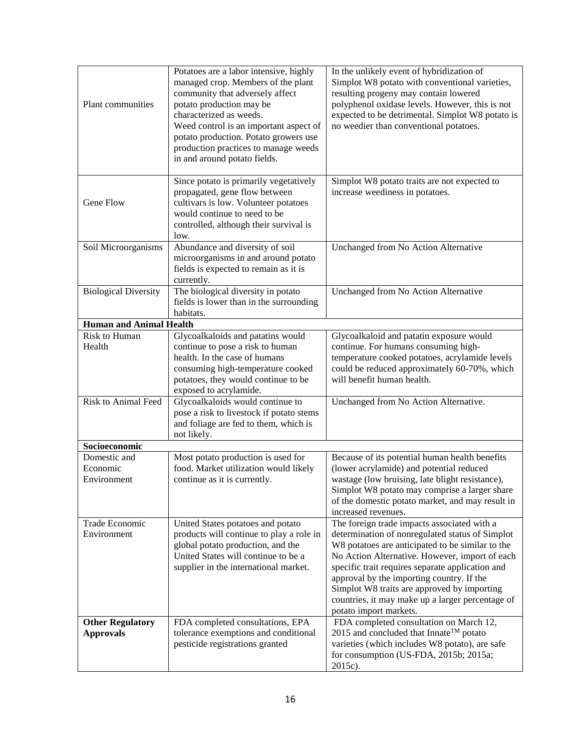| | | |
|---|---|---|
| Plant communities | Potatoes are a labor intensive, highly managed crop. Members of the plant community that adversely affect potato production may be characterized as weeds. Weed control is an important aspect of potato production. Potato growers use production practices to manage weeds in and around potato fields. | In the unlikely event of hybridization of Simplot W8 potato with conventional varieties, resulting progeny may contain lowered polyphenol oxidase levels. However, this is not expected to be detrimental. Simplot W8 potato is no weedier than conventional potatoes. |
| Gene Flow | Since potato is primarily vegetatively propagated, gene flow between cultivars is low. Volunteer potatoes would continue to need to be controlled, although their survival is low. | Simplot W8 potato traits are not expected to increase weediness in potatoes. |
| Soil Microorganisms | Abundance and diversity of soil microorganisms in and around potato fields is expected to remain as it is currently. | Unchanged from No Action Alternative |
| Biological Diversity | The biological diversity in potato fields is lower than in the surrounding habitats. | Unchanged from No Action Alternative |
| **Human and Animal Health** | | |
| Risk to Human Health | Glycoalkaloids and patatins would continue to pose a risk to human health. In the case of humans consuming high-temperature cooked potatoes, they would continue to be exposed to acrylamide. | Glycoalkaloid and patatin exposure would continue. For humans consuming high-temperature cooked potatoes, acrylamide levels could be reduced approximately 60-70%, which will benefit human health. |
| Risk to Animal Feed | Glycoalkaloids would continue to pose a risk to livestock if potato stems and foliage are fed to them, which is not likely. | Unchanged from No Action Alternative. |
| **Socioeconomic** | | |
| Domestic and Economic Environment | Most potato production is used for food. Market utilization would likely continue as it is currently. | Because of its potential human health benefits (lower acrylamide) and potential reduced wastage (low bruising, late blight resistance), Simplot W8 potato may comprise a larger share of the domestic potato market, and may result in increased revenues. |
| Trade Economic Environment | United States potatoes and potato products will continue to play a role in global potato production, and the United States will continue to be a supplier in the international market. | The foreign trade impacts associated with a determination of nonregulated status of Simplot W8 potatoes are anticipated to be similar to the No Action Alternative. However, import of each specific trait requires separate application and approval by the importing country. If the Simplot W8 traits are approved by importing countries, it may make up a larger percentage of potato import markets. |
| **Other Regulatory Approvals** | FDA completed consultations, EPA tolerance exemptions and conditional pesticide registrations granted | FDA completed consultation on March 12, 2015 and concluded that Innate™ potato varieties (which includes W8 potato), are safe for consumption (US-FDA, 2015b; 2015a; 2015c). |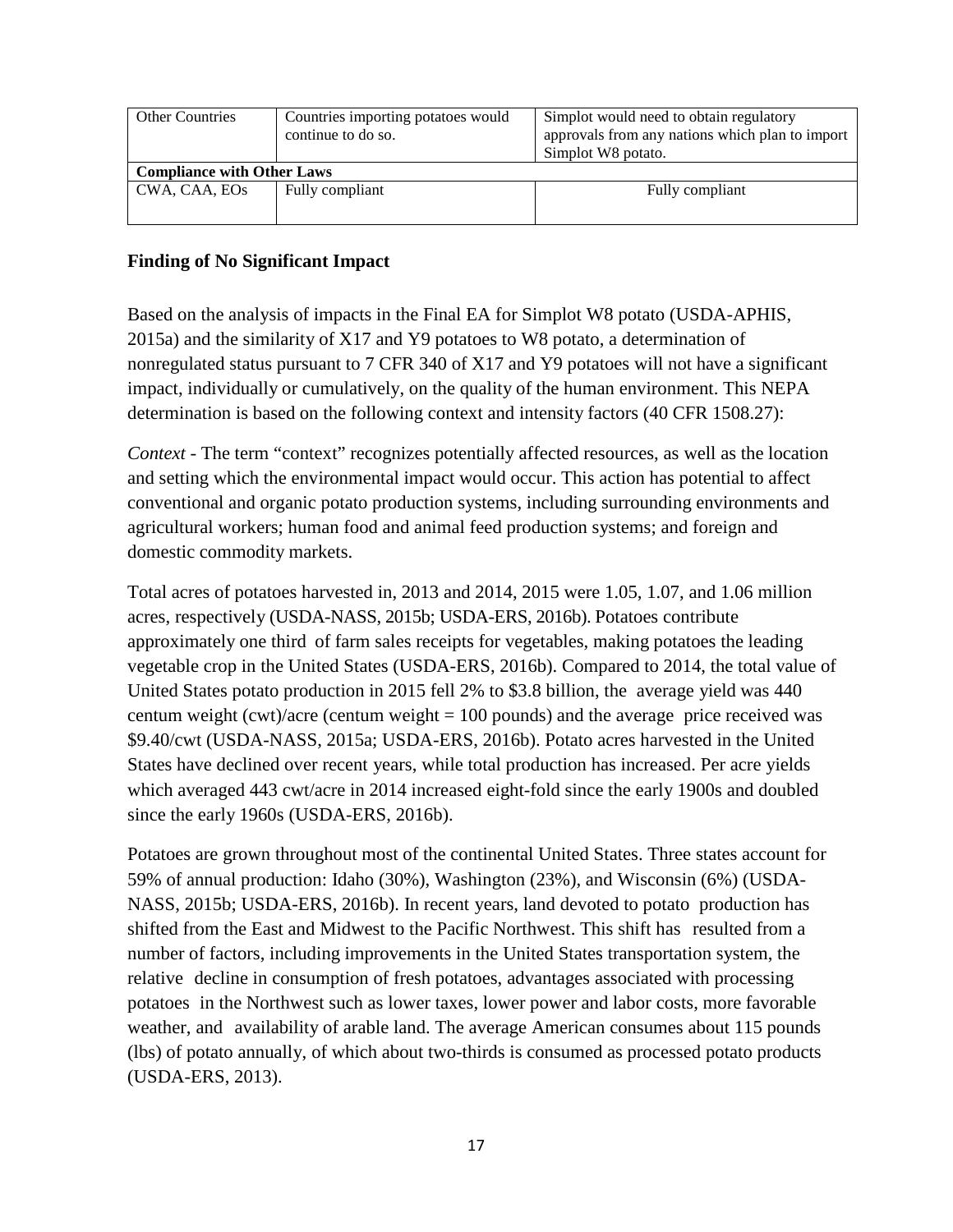| Other Countries | Countries importing potatoes would continue to do so. | Simplot would need to obtain regulatory approvals from any nations which plan to import Simplot W8 potato. |
|---|---|---|
| **Compliance with Other Laws** | | |
| CWA, CAA, EOs | Fully compliant | Fully compliant |

### Finding of No Significant Impact

Based on the analysis of impacts in the Final EA for Simplot W8 potato (USDA-APHIS, 2015a) and the similarity of X17 and Y9 potatoes to W8 potato, a determination of nonregulated status pursuant to 7 CFR 340 of X17 and Y9 potatoes will not have a significant impact, individually or cumulatively, on the quality of the human environment. This NEPA determination is based on the following context and intensity factors (40 CFR 1508.27):

*Context* - The term "context" recognizes potentially affected resources, as well as the location and setting which the environmental impact would occur. This action has potential to affect conventional and organic potato production systems, including surrounding environments and agricultural workers; human food and animal feed production systems; and foreign and domestic commodity markets.

Total acres of potatoes harvested in, 2013 and 2014, 2015 were 1.05, 1.07, and 1.06 million acres, respectively (USDA-NASS, 2015b; USDA-ERS, 2016b). Potatoes contribute approximately one third of farm sales receipts for vegetables, making potatoes the leading vegetable crop in the United States (USDA-ERS, 2016b). Compared to 2014, the total value of United States potato production in 2015 fell 2% to $3.8 billion, the average yield was 440 centum weight (cwt)/acre (centum weight = 100 pounds) and the average price received was $9.40/cwt (USDA-NASS, 2015a; USDA-ERS, 2016b). Potato acres harvested in the United States have declined over recent years, while total production has increased. Per acre yields which averaged 443 cwt/acre in 2014 increased eight-fold since the early 1900s and doubled since the early 1960s (USDA-ERS, 2016b).

Potatoes are grown throughout most of the continental United States. Three states account for 59% of annual production: Idaho (30%), Washington (23%), and Wisconsin (6%) (USDA-NASS, 2015b; USDA-ERS, 2016b). In recent years, land devoted to potato production has shifted from the East and Midwest to the Pacific Northwest. This shift has resulted from a number of factors, including improvements in the United States transportation system, the relative decline in consumption of fresh potatoes, advantages associated with processing potatoes in the Northwest such as lower taxes, lower power and labor costs, more favorable weather, and availability of arable land. The average American consumes about 115 pounds (lbs) of potato annually, of which about two-thirds is consumed as processed potato products (USDA-ERS, 2013).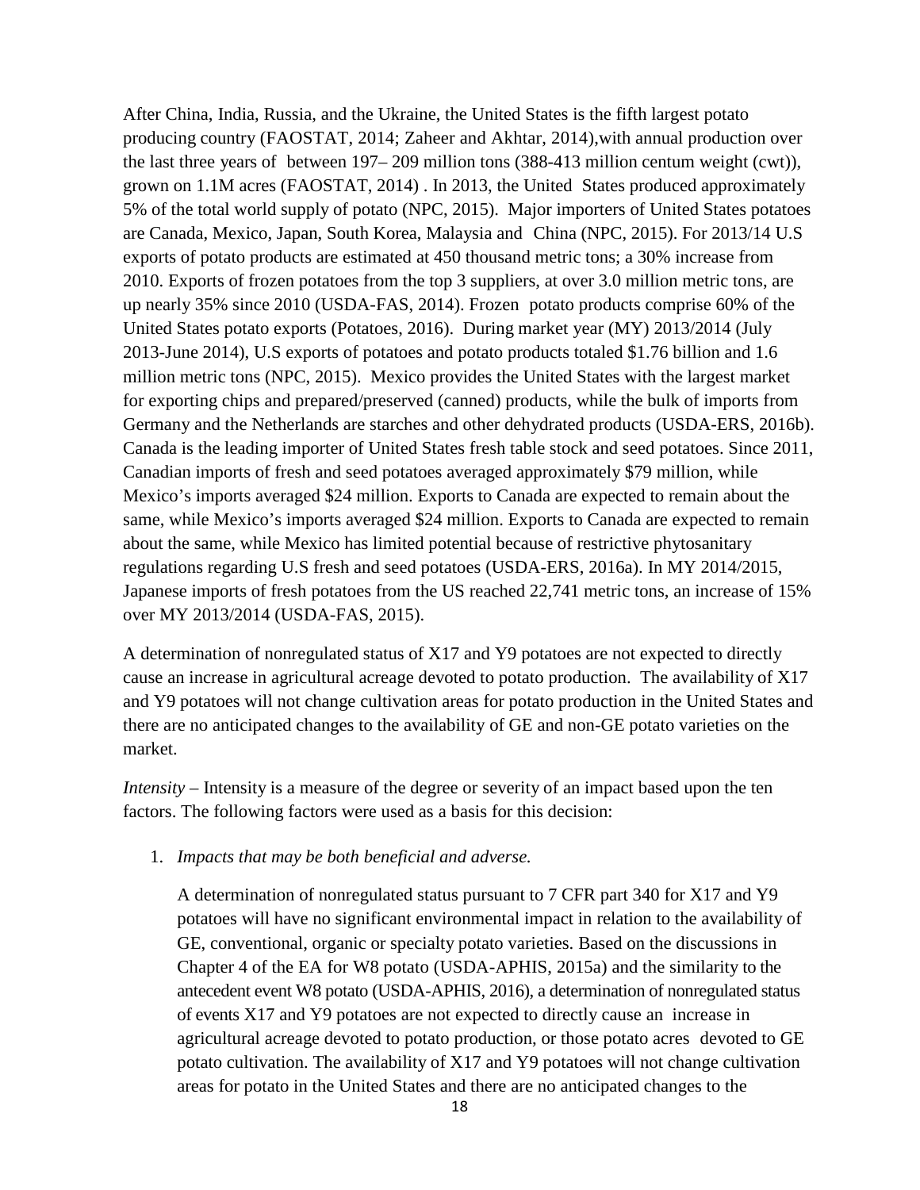After China, India, Russia, and the Ukraine, the United States is the fifth largest potato producing country (FAOSTAT, 2014; Zaheer and Akhtar, 2014),with annual production over the last three years of between 197– 209 million tons (388-413 million centum weight (cwt)), grown on 1.1M acres (FAOSTAT, 2014) . In 2013, the United States produced approximately 5% of the total world supply of potato (NPC, 2015). Major importers of United States potatoes are Canada, Mexico, Japan, South Korea, Malaysia and China (NPC, 2015). For 2013/14 U.S exports of potato products are estimated at 450 thousand metric tons; a 30% increase from 2010. Exports of frozen potatoes from the top 3 suppliers, at over 3.0 million metric tons, are up nearly 35% since 2010 (USDA-FAS, 2014). Frozen potato products comprise 60% of the United States potato exports (Potatoes, 2016). During market year (MY) 2013/2014 (July 2013-June 2014), U.S exports of potatoes and potato products totaled $1.76 billion and 1.6 million metric tons (NPC, 2015). Mexico provides the United States with the largest market for exporting chips and prepared/preserved (canned) products, while the bulk of imports from Germany and the Netherlands are starches and other dehydrated products (USDA-ERS, 2016b). Canada is the leading importer of United States fresh table stock and seed potatoes. Since 2011, Canadian imports of fresh and seed potatoes averaged approximately $79 million, while Mexico's imports averaged $24 million. Exports to Canada are expected to remain about the same, while Mexico's imports averaged $24 million. Exports to Canada are expected to remain about the same, while Mexico has limited potential because of restrictive phytosanitary regulations regarding U.S fresh and seed potatoes (USDA-ERS, 2016a). In MY 2014/2015, Japanese imports of fresh potatoes from the US reached 22,741 metric tons, an increase of 15% over MY 2013/2014 (USDA-FAS, 2015).

A determination of nonregulated status of X17 and Y9 potatoes are not expected to directly cause an increase in agricultural acreage devoted to potato production. The availability of X17 and Y9 potatoes will not change cultivation areas for potato production in the United States and there are no anticipated changes to the availability of GE and non-GE potato varieties on the market.

*Intensity* – Intensity is a measure of the degree or severity of an impact based upon the ten factors. The following factors were used as a basis for this decision:

1. *Impacts that may be both beneficial and adverse.*

   A determination of nonregulated status pursuant to 7 CFR part 340 for X17 and Y9 potatoes will have no significant environmental impact in relation to the availability of GE, conventional, organic or specialty potato varieties. Based on the discussions in Chapter 4 of the EA for W8 potato (USDA-APHIS, 2015a) and the similarity to the antecedent event W8 potato (USDA-APHIS, 2016), a determination of nonregulated status of events X17 and Y9 potatoes are not expected to directly cause an increase in agricultural acreage devoted to potato production, or those potato acres devoted to GE potato cultivation. The availability of X17 and Y9 potatoes will not change cultivation areas for potato in the United States and there are no anticipated changes to the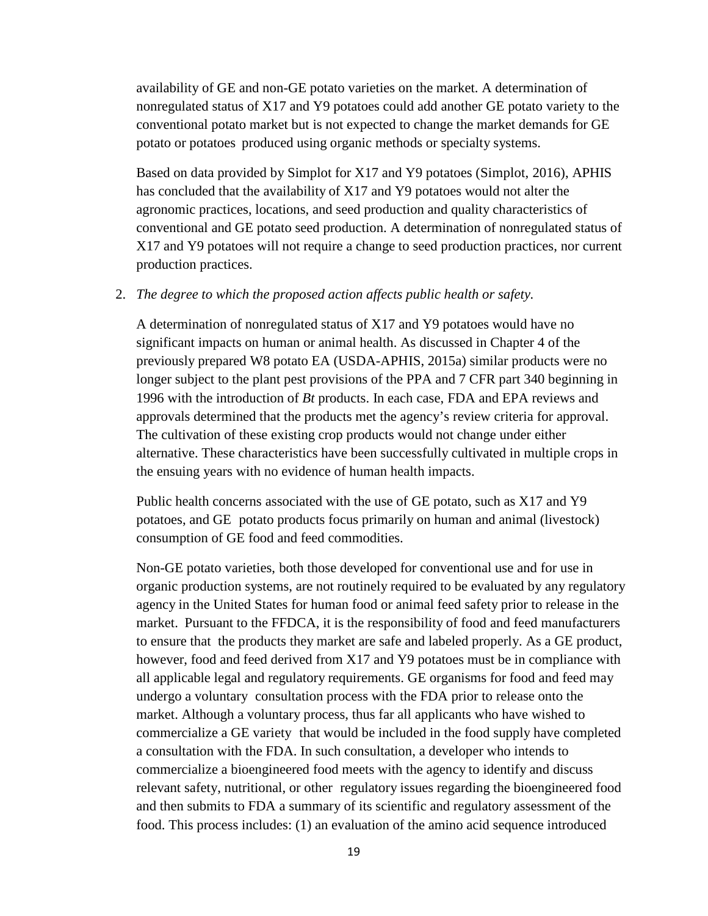availability of GE and non-GE potato varieties on the market. A determination of nonregulated status of X17 and Y9 potatoes could add another GE potato variety to the conventional potato market but is not expected to change the market demands for GE potato or potatoes produced using organic methods or specialty systems.

Based on data provided by Simplot for X17 and Y9 potatoes (Simplot, 2016), APHIS has concluded that the availability of X17 and Y9 potatoes would not alter the agronomic practices, locations, and seed production and quality characteristics of conventional and GE potato seed production. A determination of nonregulated status of X17 and Y9 potatoes will not require a change to seed production practices, nor current production practices.

2. *The degree to which the proposed action affects public health or safety.*

   A determination of nonregulated status of X17 and Y9 potatoes would have no significant impacts on human or animal health. As discussed in Chapter 4 of the previously prepared W8 potato EA (USDA-APHIS, 2015a) similar products were no longer subject to the plant pest provisions of the PPA and 7 CFR part 340 beginning in 1996 with the introduction of *Bt* products. In each case, FDA and EPA reviews and approvals determined that the products met the agency's review criteria for approval. The cultivation of these existing crop products would not change under either alternative. These characteristics have been successfully cultivated in multiple crops in the ensuing years with no evidence of human health impacts.

   Public health concerns associated with the use of GE potato, such as X17 and Y9 potatoes, and GE potato products focus primarily on human and animal (livestock) consumption of GE food and feed commodities.

   Non-GE potato varieties, both those developed for conventional use and for use in organic production systems, are not routinely required to be evaluated by any regulatory agency in the United States for human food or animal feed safety prior to release in the market. Pursuant to the FFDCA, it is the responsibility of food and feed manufacturers to ensure that the products they market are safe and labeled properly. As a GE product, however, food and feed derived from X17 and Y9 potatoes must be in compliance with all applicable legal and regulatory requirements. GE organisms for food and feed may undergo a voluntary consultation process with the FDA prior to release onto the market. Although a voluntary process, thus far all applicants who have wished to commercialize a GE variety that would be included in the food supply have completed a consultation with the FDA. In such consultation, a developer who intends to commercialize a bioengineered food meets with the agency to identify and discuss relevant safety, nutritional, or other regulatory issues regarding the bioengineered food and then submits to FDA a summary of its scientific and regulatory assessment of the food. This process includes: (1) an evaluation of the amino acid sequence introduced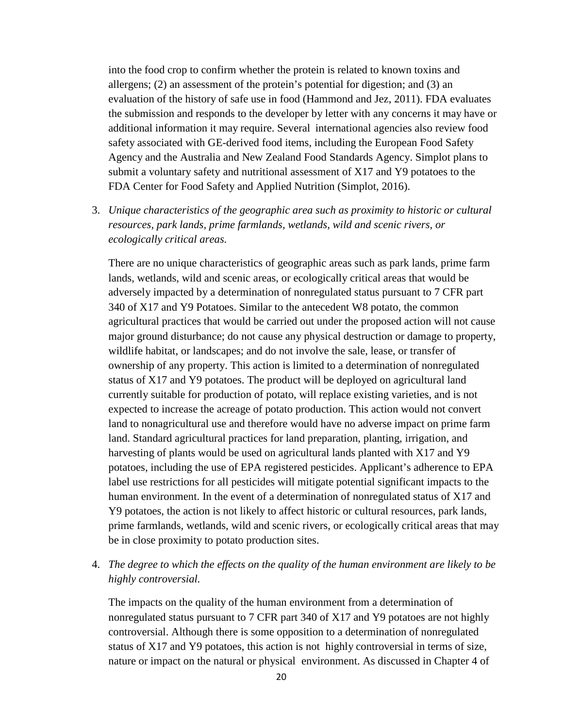into the food crop to confirm whether the protein is related to known toxins and allergens; (2) an assessment of the protein's potential for digestion; and (3) an evaluation of the history of safe use in food (Hammond and Jez, 2011). FDA evaluates the submission and responds to the developer by letter with any concerns it may have or additional information it may require. Several international agencies also review food safety associated with GE-derived food items, including the European Food Safety Agency and the Australia and New Zealand Food Standards Agency. Simplot plans to submit a voluntary safety and nutritional assessment of X17 and Y9 potatoes to the FDA Center for Food Safety and Applied Nutrition (Simplot, 2016).

3. *Unique characteristics of the geographic area such as proximity to historic or cultural resources, park lands, prime farmlands, wetlands, wild and scenic rivers, or ecologically critical areas.*

   There are no unique characteristics of geographic areas such as park lands, prime farm lands, wetlands, wild and scenic areas, or ecologically critical areas that would be adversely impacted by a determination of nonregulated status pursuant to 7 CFR part 340 of X17 and Y9 Potatoes. Similar to the antecedent W8 potato, the common agricultural practices that would be carried out under the proposed action will not cause major ground disturbance; do not cause any physical destruction or damage to property, wildlife habitat, or landscapes; and do not involve the sale, lease, or transfer of ownership of any property. This action is limited to a determination of nonregulated status of X17 and Y9 potatoes. The product will be deployed on agricultural land currently suitable for production of potato, will replace existing varieties, and is not expected to increase the acreage of potato production. This action would not convert land to nonagricultural use and therefore would have no adverse impact on prime farm land. Standard agricultural practices for land preparation, planting, irrigation, and harvesting of plants would be used on agricultural lands planted with X17 and Y9 potatoes, including the use of EPA registered pesticides. Applicant's adherence to EPA label use restrictions for all pesticides will mitigate potential significant impacts to the human environment. In the event of a determination of nonregulated status of X17 and Y9 potatoes, the action is not likely to affect historic or cultural resources, park lands, prime farmlands, wetlands, wild and scenic rivers, or ecologically critical areas that may be in close proximity to potato production sites.

4. *The degree to which the effects on the quality of the human environment are likely to be highly controversial.*

   The impacts on the quality of the human environment from a determination of nonregulated status pursuant to 7 CFR part 340 of X17 and Y9 potatoes are not highly controversial. Although there is some opposition to a determination of nonregulated status of X17 and Y9 potatoes, this action is not highly controversial in terms of size, nature or impact on the natural or physical environment. As discussed in Chapter 4 of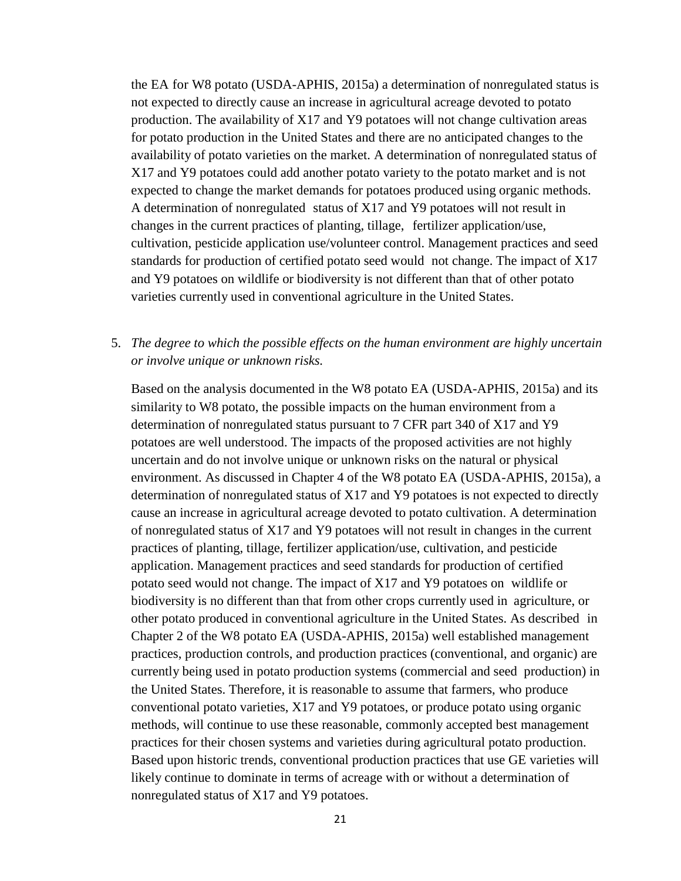the EA for W8 potato (USDA-APHIS, 2015a) a determination of nonregulated status is not expected to directly cause an increase in agricultural acreage devoted to potato production. The availability of X17 and Y9 potatoes will not change cultivation areas for potato production in the United States and there are no anticipated changes to the availability of potato varieties on the market. A determination of nonregulated status of X17 and Y9 potatoes could add another potato variety to the potato market and is not expected to change the market demands for potatoes produced using organic methods. A determination of nonregulated status of X17 and Y9 potatoes will not result in changes in the current practices of planting, tillage, fertilizer application/use, cultivation, pesticide application use/volunteer control. Management practices and seed standards for production of certified potato seed would not change. The impact of X17 and Y9 potatoes on wildlife or biodiversity is not different than that of other potato varieties currently used in conventional agriculture in the United States.

5. *The degree to which the possible effects on the human environment are highly uncertain or involve unique or unknown risks.*

   Based on the analysis documented in the W8 potato EA (USDA-APHIS, 2015a) and its similarity to W8 potato, the possible impacts on the human environment from a determination of nonregulated status pursuant to 7 CFR part 340 of X17 and Y9 potatoes are well understood. The impacts of the proposed activities are not highly uncertain and do not involve unique or unknown risks on the natural or physical environment. As discussed in Chapter 4 of the W8 potato EA (USDA-APHIS, 2015a), a determination of nonregulated status of X17 and Y9 potatoes is not expected to directly cause an increase in agricultural acreage devoted to potato cultivation. A determination of nonregulated status of X17 and Y9 potatoes will not result in changes in the current practices of planting, tillage, fertilizer application/use, cultivation, and pesticide application. Management practices and seed standards for production of certified potato seed would not change. The impact of X17 and Y9 potatoes on wildlife or biodiversity is no different than that from other crops currently used in agriculture, or other potato produced in conventional agriculture in the United States. As described in Chapter 2 of the W8 potato EA (USDA-APHIS, 2015a) well established management practices, production controls, and production practices (conventional, and organic) are currently being used in potato production systems (commercial and seed production) in the United States. Therefore, it is reasonable to assume that farmers, who produce conventional potato varieties, X17 and Y9 potatoes, or produce potato using organic methods, will continue to use these reasonable, commonly accepted best management practices for their chosen systems and varieties during agricultural potato production. Based upon historic trends, conventional production practices that use GE varieties will likely continue to dominate in terms of acreage with or without a determination of nonregulated status of X17 and Y9 potatoes.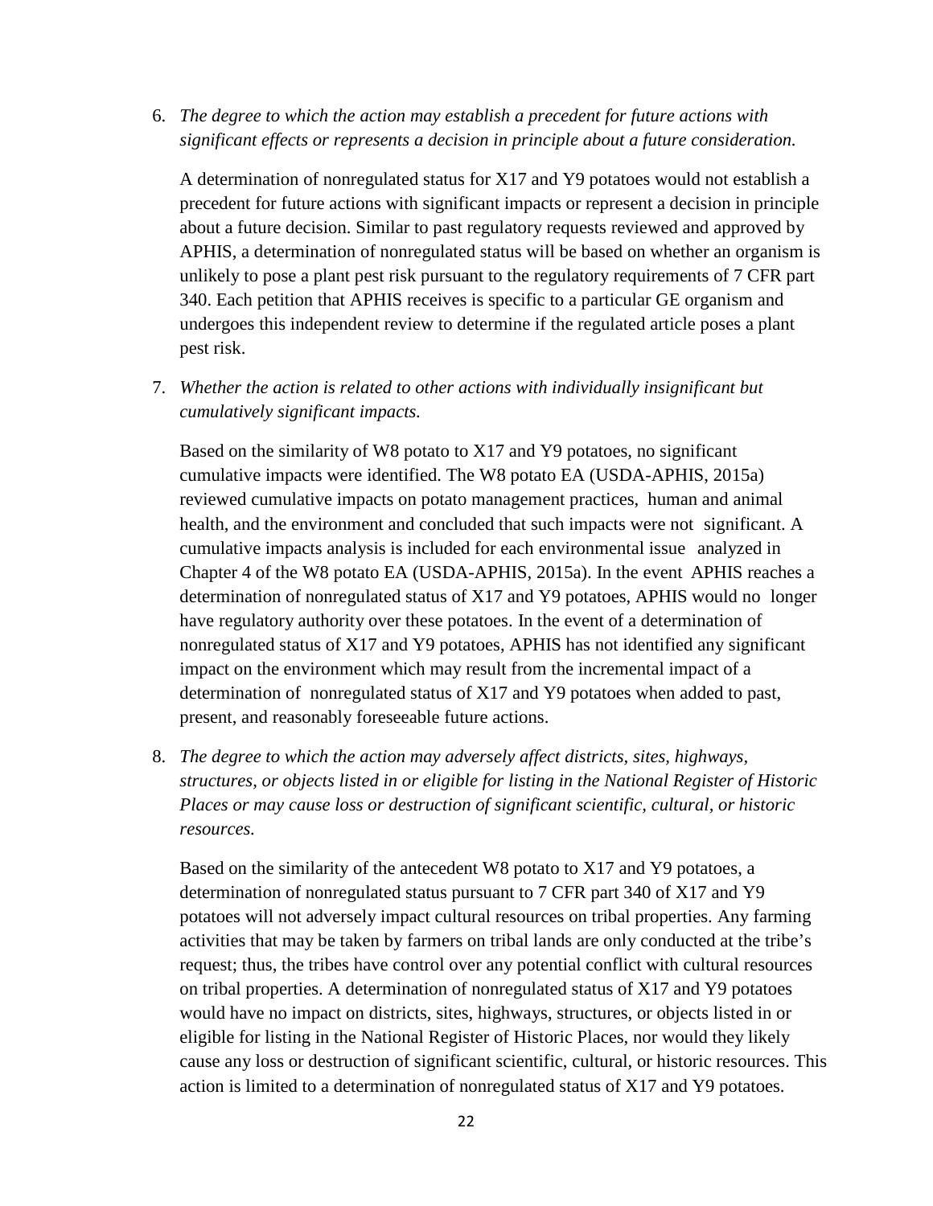6. *The degree to which the action may establish a precedent for future actions with significant effects or represents a decision in principle about a future consideration.*

   A determination of nonregulated status for X17 and Y9 potatoes would not establish a precedent for future actions with significant impacts or represent a decision in principle about a future decision. Similar to past regulatory requests reviewed and approved by APHIS, a determination of nonregulated status will be based on whether an organism is unlikely to pose a plant pest risk pursuant to the regulatory requirements of 7 CFR part 340. Each petition that APHIS receives is specific to a particular GE organism and undergoes this independent review to determine if the regulated article poses a plant pest risk.

7. *Whether the action is related to other actions with individually insignificant but cumulatively significant impacts.*

   Based on the similarity of W8 potato to X17 and Y9 potatoes, no significant cumulative impacts were identified. The W8 potato EA (USDA-APHIS, 2015a) reviewed cumulative impacts on potato management practices, human and animal health, and the environment and concluded that such impacts were not significant. A cumulative impacts analysis is included for each environmental issue analyzed in Chapter 4 of the W8 potato EA (USDA-APHIS, 2015a). In the event APHIS reaches a determination of nonregulated status of X17 and Y9 potatoes, APHIS would no longer have regulatory authority over these potatoes. In the event of a determination of nonregulated status of X17 and Y9 potatoes, APHIS has not identified any significant impact on the environment which may result from the incremental impact of a determination of nonregulated status of X17 and Y9 potatoes when added to past, present, and reasonably foreseeable future actions.

8. *The degree to which the action may adversely affect districts, sites, highways, structures, or objects listed in or eligible for listing in the National Register of Historic Places or may cause loss or destruction of significant scientific, cultural, or historic resources.*

   Based on the similarity of the antecedent W8 potato to X17 and Y9 potatoes, a determination of nonregulated status pursuant to 7 CFR part 340 of X17 and Y9 potatoes will not adversely impact cultural resources on tribal properties. Any farming activities that may be taken by farmers on tribal lands are only conducted at the tribe's request; thus, the tribes have control over any potential conflict with cultural resources on tribal properties. A determination of nonregulated status of X17 and Y9 potatoes would have no impact on districts, sites, highways, structures, or objects listed in or eligible for listing in the National Register of Historic Places, nor would they likely cause any loss or destruction of significant scientific, cultural, or historic resources. This action is limited to a determination of nonregulated status of X17 and Y9 potatoes.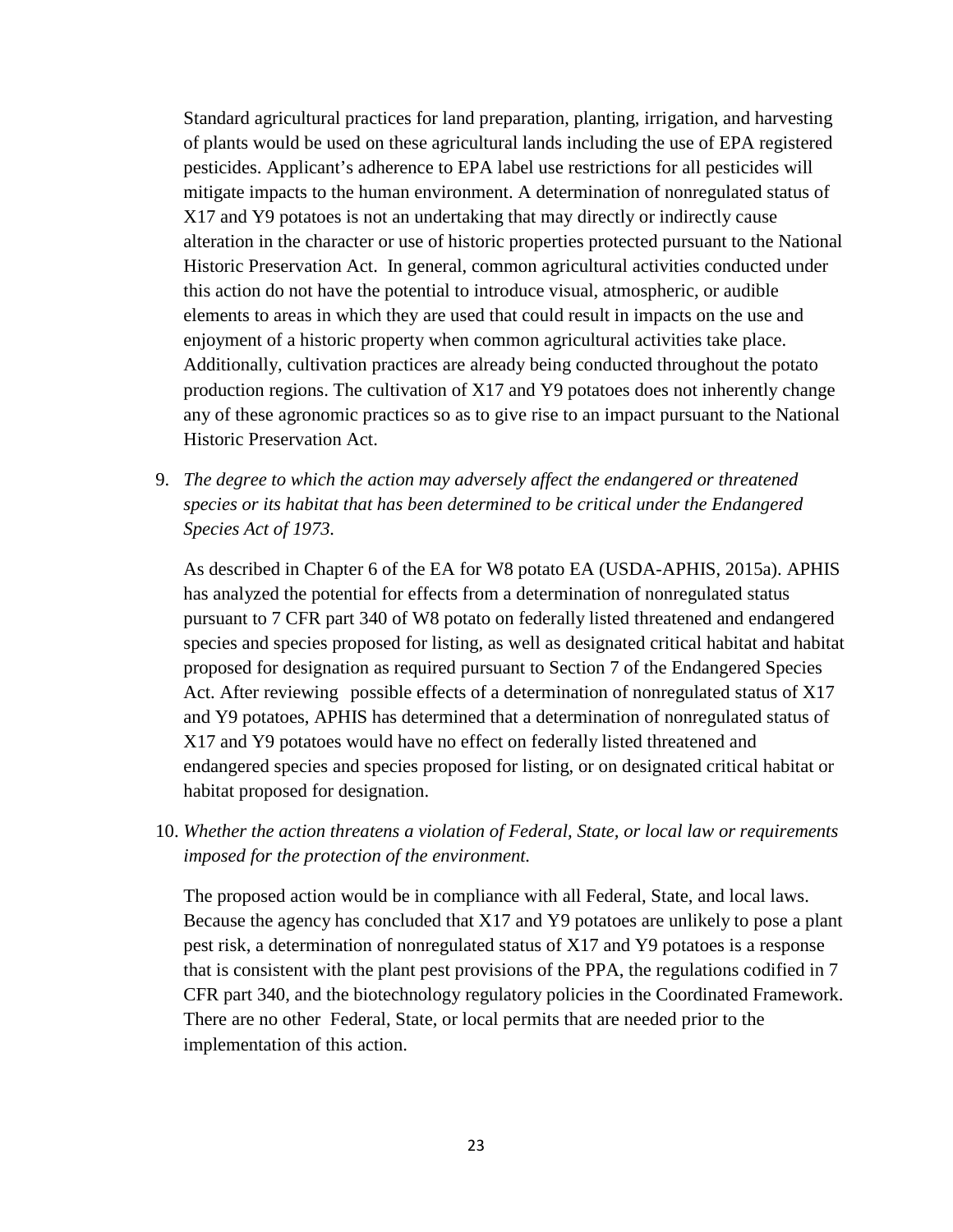Standard agricultural practices for land preparation, planting, irrigation, and harvesting of plants would be used on these agricultural lands including the use of EPA registered pesticides. Applicant's adherence to EPA label use restrictions for all pesticides will mitigate impacts to the human environment. A determination of nonregulated status of X17 and Y9 potatoes is not an undertaking that may directly or indirectly cause alteration in the character or use of historic properties protected pursuant to the National Historic Preservation Act. In general, common agricultural activities conducted under this action do not have the potential to introduce visual, atmospheric, or audible elements to areas in which they are used that could result in impacts on the use and enjoyment of a historic property when common agricultural activities take place. Additionally, cultivation practices are already being conducted throughout the potato production regions. The cultivation of X17 and Y9 potatoes does not inherently change any of these agronomic practices so as to give rise to an impact pursuant to the National Historic Preservation Act.

9. *The degree to which the action may adversely affect the endangered or threatened species or its habitat that has been determined to be critical under the Endangered Species Act of 1973.*

   As described in Chapter 6 of the EA for W8 potato EA (USDA-APHIS, 2015a). APHIS has analyzed the potential for effects from a determination of nonregulated status pursuant to 7 CFR part 340 of W8 potato on federally listed threatened and endangered species and species proposed for listing, as well as designated critical habitat and habitat proposed for designation as required pursuant to Section 7 of the Endangered Species Act. After reviewing possible effects of a determination of nonregulated status of X17 and Y9 potatoes, APHIS has determined that a determination of nonregulated status of X17 and Y9 potatoes would have no effect on federally listed threatened and endangered species and species proposed for listing, or on designated critical habitat or habitat proposed for designation.

10. *Whether the action threatens a violation of Federal, State, or local law or requirements imposed for the protection of the environment.*

    The proposed action would be in compliance with all Federal, State, and local laws. Because the agency has concluded that X17 and Y9 potatoes are unlikely to pose a plant pest risk, a determination of nonregulated status of X17 and Y9 potatoes is a response that is consistent with the plant pest provisions of the PPA, the regulations codified in 7 CFR part 340, and the biotechnology regulatory policies in the Coordinated Framework. There are no other Federal, State, or local permits that are needed prior to the implementation of this action.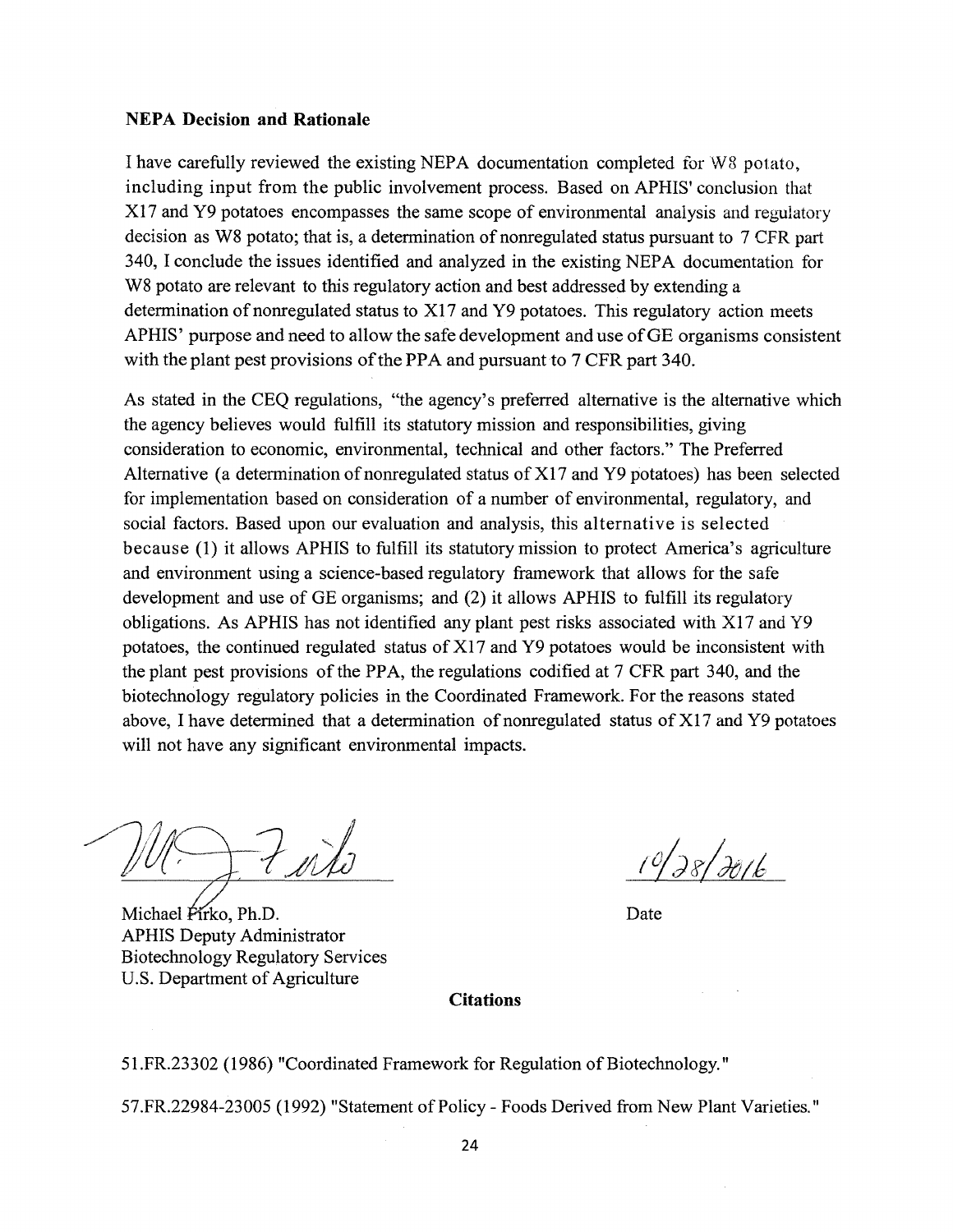**NEPA Decision and Rationale**

I have carefully reviewed the existing NEPA documentation completed for W8 potato, including input from the public involvement process. Based on APHIS' conclusion that X17 and Y9 potatoes encompasses the same scope of environmental analysis and regulatory decision as W8 potato; that is, a determination of nonregulated status pursuant to 7 CFR part 340, I conclude the issues identified and analyzed in the existing NEPA documentation for W8 potato are relevant to this regulatory action and best addressed by extending a determination of nonregulated status to X17 and Y9 potatoes. This regulatory action meets APHIS' purpose and need to allow the safe development and use of GE organisms consistent with the plant pest provisions of the PPA and pursuant to 7 CFR part 340.

As stated in the CEQ regulations, "the agency's preferred alternative is the alternative which the agency believes would fulfill its statutory mission and responsibilities, giving consideration to economic, environmental, technical and other factors." The Preferred Alternative (a determination of nonregulated status of X17 and Y9 potatoes) has been selected for implementation based on consideration of a number of environmental, regulatory, and social factors. Based upon our evaluation and analysis, this alternative is selected because (1) it allows APHIS to fulfill its statutory mission to protect America's agriculture and environment using a science-based regulatory framework that allows for the safe development and use of GE organisms; and (2) it allows APHIS to fulfill its regulatory obligations. As APHIS has not identified any plant pest risks associated with X17 and Y9 potatoes, the continued regulated status of X17 and Y9 potatoes would be inconsistent with the plant pest provisions of the PPA, the regulations codified at 7 CFR part 340, and the biotechnology regulatory policies in the Coordinated Framework. For the reasons stated above, I have determined that a determination of nonregulated status of X17 and Y9 potatoes will not have any significant environmental impacts.

Michael Firko, Ph.D.
APHIS Deputy Administrator
Biotechnology Regulatory Services
U.S. Department of Agriculture

10/28/2016
Date

**Citations**

51.FR.23302 (1986) "Coordinated Framework for Regulation of Biotechnology."

57.FR.22984-23005 (1992) "Statement of Policy - Foods Derived from New Plant Varieties."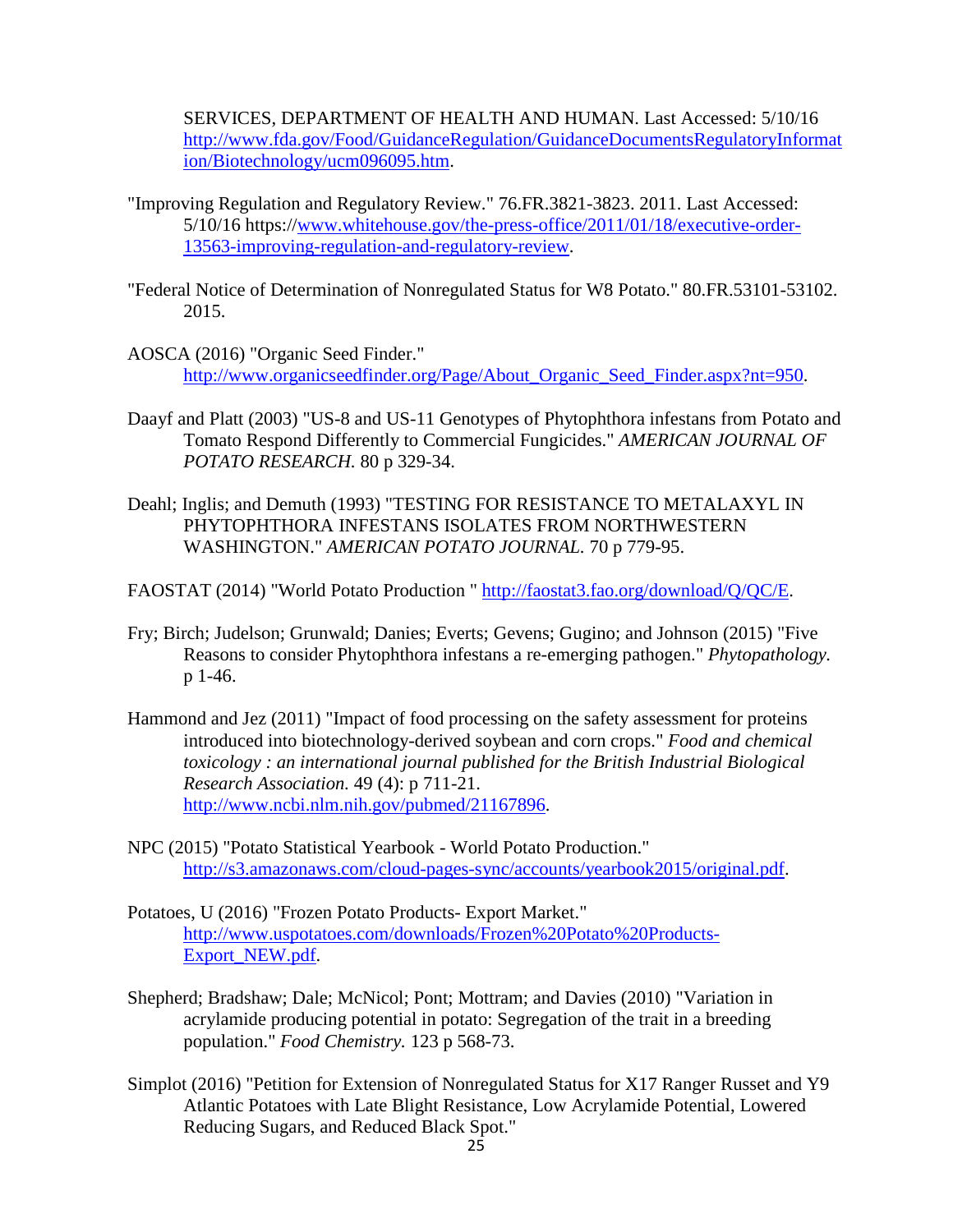SERVICES, DEPARTMENT OF HEALTH AND HUMAN. Last Accessed: 5/10/16 http://www.fda.gov/Food/GuidanceRegulation/GuidanceDocumentsRegulatoryInformation/Biotechnology/ucm096095.htm.

"Improving Regulation and Regulatory Review." 76.FR.3821-3823. 2011. Last Accessed: 5/10/16 https://www.whitehouse.gov/the-press-office/2011/01/18/executive-order-13563-improving-regulation-and-regulatory-review.

"Federal Notice of Determination of Nonregulated Status for W8 Potato." 80.FR.53101-53102. 2015.

AOSCA (2016) "Organic Seed Finder." http://www.organicseedfinder.org/Page/About_Organic_Seed_Finder.aspx?nt=950.

Daayf and Platt (2003) "US-8 and US-11 Genotypes of Phytophthora infestans from Potato and Tomato Respond Differently to Commercial Fungicides." *AMERICAN JOURNAL OF POTATO RESEARCH.* 80 p 329-34.

Deahl; Inglis; and Demuth (1993) "TESTING FOR RESISTANCE TO METALAXYL IN PHYTOPHTHORA INFESTANS ISOLATES FROM NORTHWESTERN WASHINGTON." *AMERICAN POTATO JOURNAL.* 70 p 779-95.

FAOSTAT (2014) "World Potato Production " http://faostat3.fao.org/download/Q/QC/E.

Fry; Birch; Judelson; Grunwald; Danies; Everts; Gevens; Gugino; and Johnson (2015) "Five Reasons to consider Phytophthora infestans a re-emerging pathogen." *Phytopathology.* p 1-46.

Hammond and Jez (2011) "Impact of food processing on the safety assessment for proteins introduced into biotechnology-derived soybean and corn crops." *Food and chemical toxicology : an international journal published for the British Industrial Biological Research Association.* 49 (4): p 711-21. http://www.ncbi.nlm.nih.gov/pubmed/21167896.

NPC (2015) "Potato Statistical Yearbook - World Potato Production." http://s3.amazonaws.com/cloud-pages-sync/accounts/yearbook2015/original.pdf.

Potatoes, U (2016) "Frozen Potato Products- Export Market." http://www.uspotatoes.com/downloads/Frozen%20Potato%20Products-Export_NEW.pdf.

Shepherd; Bradshaw; Dale; McNicol; Pont; Mottram; and Davies (2010) "Variation in acrylamide producing potential in potato: Segregation of the trait in a breeding population." *Food Chemistry.* 123 p 568-73.

Simplot (2016) "Petition for Extension of Nonregulated Status for X17 Ranger Russet and Y9 Atlantic Potatoes with Late Blight Resistance, Low Acrylamide Potential, Lowered Reducing Sugars, and Reduced Black Spot."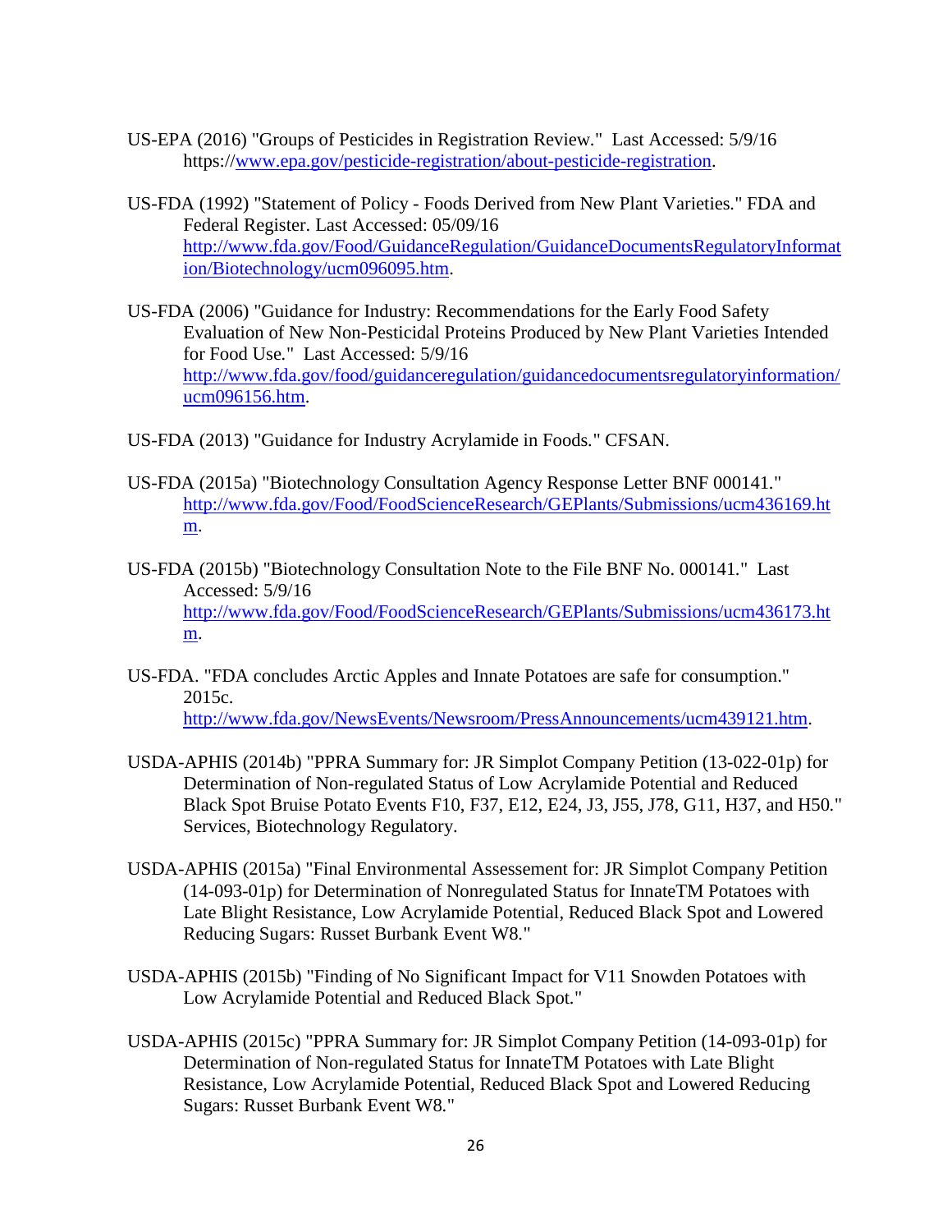US-EPA (2016) "Groups of Pesticides in Registration Review." Last Accessed: 5/9/16 https://www.epa.gov/pesticide-registration/about-pesticide-registration.

US-FDA (1992) "Statement of Policy - Foods Derived from New Plant Varieties." FDA and Federal Register. Last Accessed: 05/09/16 http://www.fda.gov/Food/GuidanceRegulation/GuidanceDocumentsRegulatoryInformation/Biotechnology/ucm096095.htm.

US-FDA (2006) "Guidance for Industry: Recommendations for the Early Food Safety Evaluation of New Non-Pesticidal Proteins Produced by New Plant Varieties Intended for Food Use." Last Accessed: 5/9/16 http://www.fda.gov/food/guidanceregulation/guidancedocumentsregulatoryinformation/ucm096156.htm.

US-FDA (2013) "Guidance for Industry Acrylamide in Foods." CFSAN.

US-FDA (2015a) "Biotechnology Consultation Agency Response Letter BNF 000141." http://www.fda.gov/Food/FoodScienceResearch/GEPlants/Submissions/ucm436169.htm.

US-FDA (2015b) "Biotechnology Consultation Note to the File BNF No. 000141." Last Accessed: 5/9/16 http://www.fda.gov/Food/FoodScienceResearch/GEPlants/Submissions/ucm436173.htm.

US-FDA. "FDA concludes Arctic Apples and Innate Potatoes are safe for consumption." 2015c. http://www.fda.gov/NewsEvents/Newsroom/PressAnnouncements/ucm439121.htm.

USDA-APHIS (2014b) "PPRA Summary for: JR Simplot Company Petition (13-022-01p) for Determination of Non-regulated Status of Low Acrylamide Potential and Reduced Black Spot Bruise Potato Events F10, F37, E12, E24, J3, J55, J78, G11, H37, and H50." Services, Biotechnology Regulatory.

USDA-APHIS (2015a) "Final Environmental Assessement for: JR Simplot Company Petition (14-093-01p) for Determination of Nonregulated Status for InnateTM Potatoes with Late Blight Resistance, Low Acrylamide Potential, Reduced Black Spot and Lowered Reducing Sugars: Russet Burbank Event W8."

USDA-APHIS (2015b) "Finding of No Significant Impact for V11 Snowden Potatoes with Low Acrylamide Potential and Reduced Black Spot."

USDA-APHIS (2015c) "PPRA Summary for: JR Simplot Company Petition (14-093-01p) for Determination of Non-regulated Status for InnateTM Potatoes with Late Blight Resistance, Low Acrylamide Potential, Reduced Black Spot and Lowered Reducing Sugars: Russet Burbank Event W8."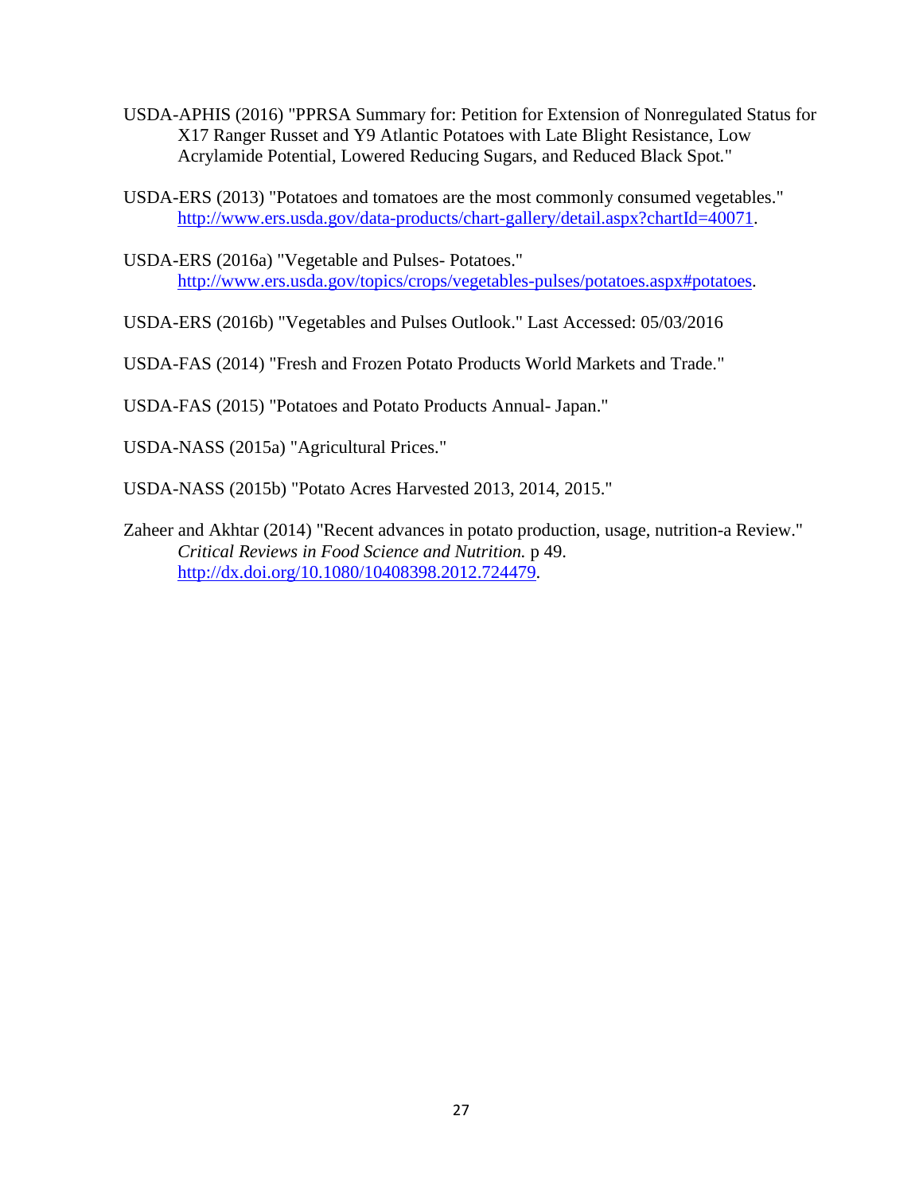USDA-APHIS (2016) "PPRSA Summary for: Petition for Extension of Nonregulated Status for X17 Ranger Russet and Y9 Atlantic Potatoes with Late Blight Resistance, Low Acrylamide Potential, Lowered Reducing Sugars, and Reduced Black Spot."

USDA-ERS (2013) "Potatoes and tomatoes are the most commonly consumed vegetables." http://www.ers.usda.gov/data-products/chart-gallery/detail.aspx?chartId=40071.

USDA-ERS (2016a) "Vegetable and Pulses- Potatoes." http://www.ers.usda.gov/topics/crops/vegetables-pulses/potatoes.aspx#potatoes.

USDA-ERS (2016b) "Vegetables and Pulses Outlook." Last Accessed: 05/03/2016

USDA-FAS (2014) "Fresh and Frozen Potato Products World Markets and Trade."

USDA-FAS (2015) "Potatoes and Potato Products Annual- Japan."

USDA-NASS (2015a) "Agricultural Prices."

USDA-NASS (2015b) "Potato Acres Harvested 2013, 2014, 2015."

Zaheer and Akhtar (2014) "Recent advances in potato production, usage, nutrition-a Review." *Critical Reviews in Food Science and Nutrition.* p 49. http://dx.doi.org/10.1080/10408398.2012.724479.